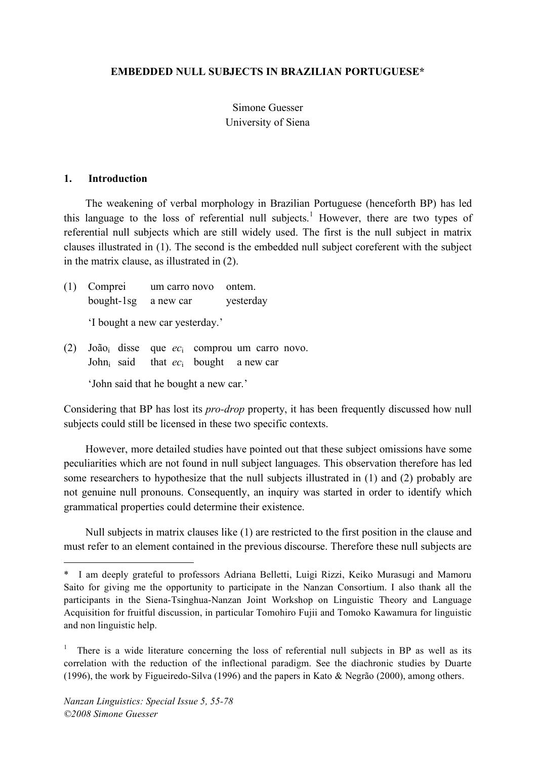# EMBEDDED NULL SUBJECTS IN BRAZILIAN PORTUGUESE*

Simone Guesser
University of Siena

## 1. Introduction

The weakening of verbal morphology in Brazilian Portuguese (henceforth BP) has led this language to the loss of referential null subjects.[1] However, there are two types of referential null subjects which are still widely used. The first is the null subject in matrix clauses illustrated in (1). The second is the embedded null subject coreferent with the subject in the matrix clause, as illustrated in (2).

(1) Comprei &nbsp;&nbsp; um carro novo &nbsp;&nbsp; ontem.
&nbsp;&nbsp;&nbsp;&nbsp;&nbsp; bought-1sg &nbsp;&nbsp; a new car &nbsp;&nbsp; yesterday

&nbsp;&nbsp;&nbsp;&nbsp;&nbsp; 'I bought a new car yesterday.'

(2) João$_i$ disse que *ec*$_i$ comprou um carro novo.
&nbsp;&nbsp;&nbsp;&nbsp;&nbsp; John$_i$ said that *ec*$_i$ bought a new car

&nbsp;&nbsp;&nbsp;&nbsp;&nbsp; 'John said that he bought a new car.'

Considering that BP has lost its *pro-drop* property, it has been frequently discussed how null subjects could still be licensed in these two specific contexts.

However, more detailed studies have pointed out that these subject omissions have some peculiarities which are not found in null subject languages. This observation therefore has led some researchers to hypothesize that the null subjects illustrated in (1) and (2) probably are not genuine null pronouns. Consequently, an inquiry was started in order to identify which grammatical properties could determine their existence.

Null subjects in matrix clauses like (1) are restricted to the first position in the clause and must refer to an element contained in the previous discourse. Therefore these null subjects are

---

\* I am deeply grateful to professors Adriana Belletti, Luigi Rizzi, Keiko Murasugi and Mamoru Saito for giving me the opportunity to participate in the Nanzan Consortium. I also thank all the participants in the Siena-Tsinghua-Nanzan Joint Workshop on Linguistic Theory and Language Acquisition for fruitful discussion, in particular Tomohiro Fujii and Tomoko Kawamura for linguistic and non linguistic help.

[1] There is a wide literature concerning the loss of referential null subjects in BP as well as its correlation with the reduction of the inflectional paradigm. See the diachronic studies by Duarte (1996), the work by Figueiredo-Silva (1996) and the papers in Kato & Negrão (2000), among others.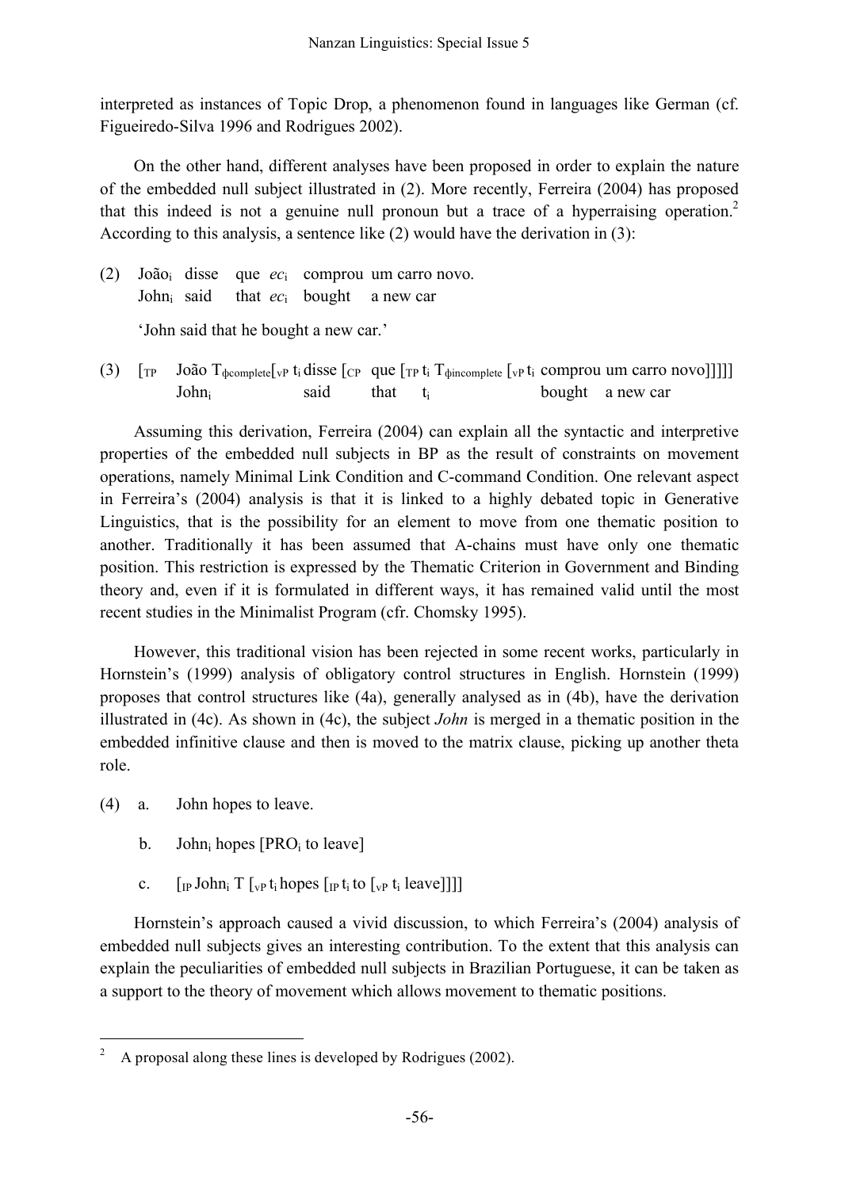interpreted as instances of Topic Drop, a phenomenon found in languages like German (cf. Figueiredo-Silva 1996 and Rodrigues 2002).

On the other hand, different analyses have been proposed in order to explain the nature of the embedded null subject illustrated in (2). More recently, Ferreira (2004) has proposed that this indeed is not a genuine null pronoun but a trace of a hyperraising operation.[2] According to this analysis, a sentence like (2) would have the derivation in (3):

(2) João$_i$ disse que *ec*$_i$ comprou um carro novo.
John$_i$ said that *ec*$_i$ bought a new car

'John said that he bought a new car.'

(3) [$_{TP}$ João T$_{\phi complete}$[$_{vP}$ t$_i$ disse [$_{CP}$ que [$_{TP}$ t$_i$ T$_{\phi incomplete}$ [$_{vP}$ t$_i$ comprou um carro novo]]]]]
John$_i$ said that t$_i$ bought a new car

Assuming this derivation, Ferreira (2004) can explain all the syntactic and interpretive properties of the embedded null subjects in BP as the result of constraints on movement operations, namely Minimal Link Condition and C-command Condition. One relevant aspect in Ferreira's (2004) analysis is that it is linked to a highly debated topic in Generative Linguistics, that is the possibility for an element to move from one thematic position to another. Traditionally it has been assumed that A-chains must have only one thematic position. This restriction is expressed by the Thematic Criterion in Government and Binding theory and, even if it is formulated in different ways, it has remained valid until the most recent studies in the Minimalist Program (cfr. Chomsky 1995).

However, this traditional vision has been rejected in some recent works, particularly in Hornstein's (1999) analysis of obligatory control structures in English. Hornstein (1999) proposes that control structures like (4a), generally analysed as in (4b), have the derivation illustrated in (4c). As shown in (4c), the subject *John* is merged in a thematic position in the embedded infinitive clause and then is moved to the matrix clause, picking up another theta role.

(4) a. John hopes to leave.

b. John$_i$ hopes [PRO$_i$ to leave]

c. [$_{IP}$ John$_i$ T [$_{vP}$ t$_i$ hopes [$_{IP}$ t$_i$ to [$_{vP}$ t$_i$ leave]]]]

Hornstein's approach caused a vivid discussion, to which Ferreira's (2004) analysis of embedded null subjects gives an interesting contribution. To the extent that this analysis can explain the peculiarities of embedded null subjects in Brazilian Portuguese, it can be taken as a support to the theory of movement which allows movement to thematic positions.

[2] A proposal along these lines is developed by Rodrigues (2002).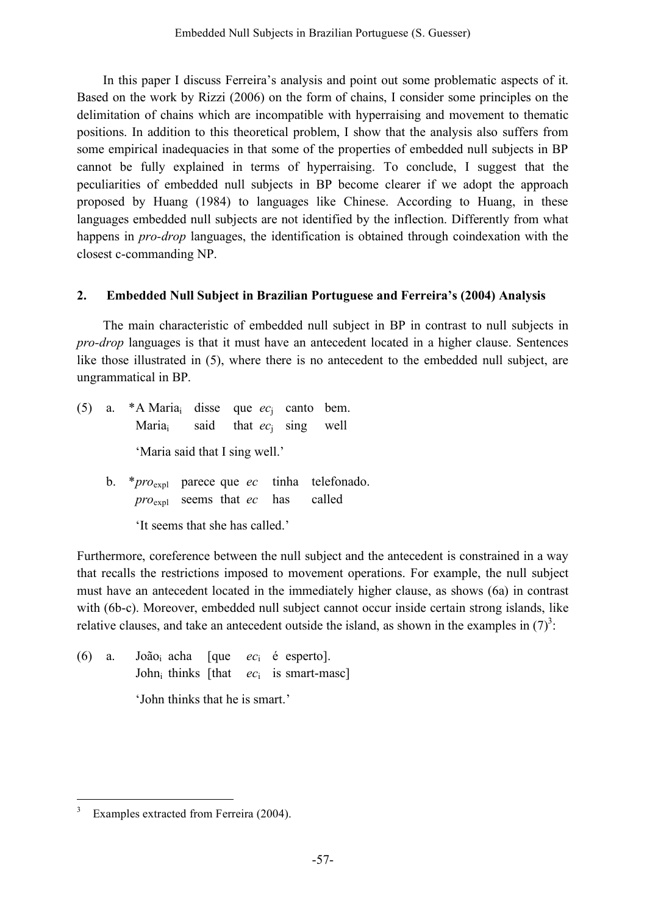In this paper I discuss Ferreira's analysis and point out some problematic aspects of it. Based on the work by Rizzi (2006) on the form of chains, I consider some principles on the delimitation of chains which are incompatible with hyperraising and movement to thematic positions. In addition to this theoretical problem, I show that the analysis also suffers from some empirical inadequacies in that some of the properties of embedded null subjects in BP cannot be fully explained in terms of hyperraising. To conclude, I suggest that the peculiarities of embedded null subjects in BP become clearer if we adopt the approach proposed by Huang (1984) to languages like Chinese. According to Huang, in these languages embedded null subjects are not identified by the inflection. Differently from what happens in *pro-drop* languages, the identification is obtained through coindexation with the closest c-commanding NP.

## 2. Embedded Null Subject in Brazilian Portuguese and Ferreira's (2004) Analysis

The main characteristic of embedded null subject in BP in contrast to null subjects in *pro-drop* languages is that it must have an antecedent located in a higher clause. Sentences like those illustrated in (5), where there is no antecedent to the embedded null subject, are ungrammatical in BP.

(5) a. *A Maria$_i$ disse que *ec*$_j$ canto bem.
   Maria$_i$ said that *ec*$_j$ sing well
   'Maria said that I sing well.'

b. **pro*$_{expl}$ parece que *ec* tinha telefonado.
   *pro*$_{expl}$ seems that *ec* has called
   'It seems that she has called.'

Furthermore, coreference between the null subject and the antecedent is constrained in a way that recalls the restrictions imposed to movement operations. For example, the null subject must have an antecedent located in the immediately higher clause, as shows (6a) in contrast with (6b-c). Moreover, embedded null subject cannot occur inside certain strong islands, like relative clauses, and take an antecedent outside the island, as shown in the examples in (7)[3]:

(6) a. João$_i$ acha [que *ec*$_i$ é esperto].
   John$_i$ thinks [that *ec*$_i$ is smart-masc]
   'John thinks that he is smart.'

[3] Examples extracted from Ferreira (2004).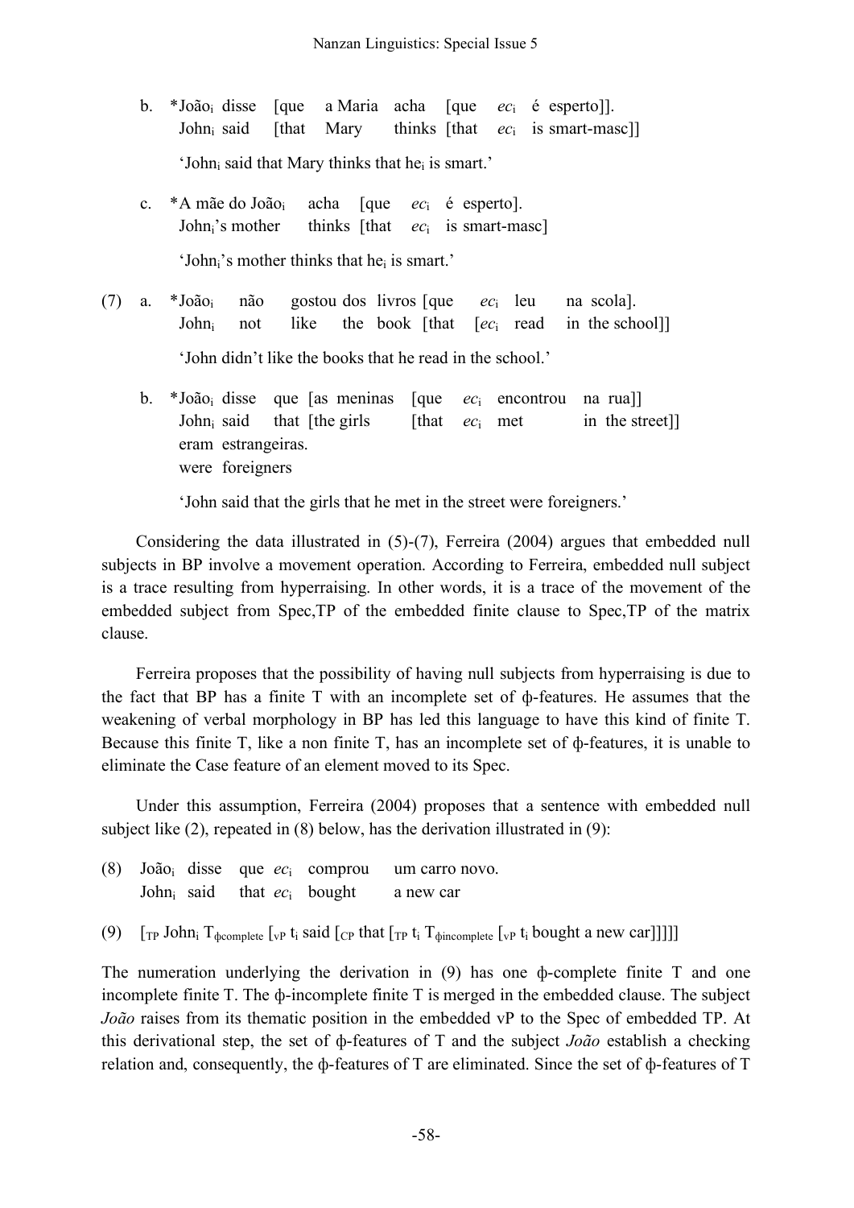b. *João$_i$ disse [que a Maria acha [que $ec_i$ é esperto]].
   John$_i$ said [that Mary thinks [that $ec_i$ is smart-masc]]

   'John$_i$ said that Mary thinks that he$_i$ is smart.'

c. *A mãe do João$_i$ acha [que $ec_i$ é esperto].
   John$_i$'s mother thinks [that $ec_i$ is smart-masc]

   'John$_i$'s mother thinks that he$_i$ is smart.'

(7) a. *João$_i$ não gostou dos livros [que $ec_i$ leu na scola].
   John$_i$ not like the book [that [$ec_i$ read in the school]]

   'John didn't like the books that he read in the school.'

b. *João$_i$ disse que [as meninas [que $ec_i$ encontrou na rua]] eram estrangeiras.
   John$_i$ said that [the girls [that $ec_i$ met in the street]] were foreigners

   'John said that the girls that he met in the street were foreigners.'

Considering the data illustrated in (5)-(7), Ferreira (2004) argues that embedded null subjects in BP involve a movement operation. According to Ferreira, embedded null subject is a trace resulting from hyperraising. In other words, it is a trace of the movement of the embedded subject from Spec,TP of the embedded finite clause to Spec,TP of the matrix clause.

Ferreira proposes that the possibility of having null subjects from hyperraising is due to the fact that BP has a finite T with an incomplete set of ϕ-features. He assumes that the weakening of verbal morphology in BP has led this language to have this kind of finite T. Because this finite T, like a non finite T, has an incomplete set of ϕ-features, it is unable to eliminate the Case feature of an element moved to its Spec.

Under this assumption, Ferreira (2004) proposes that a sentence with embedded null subject like (2), repeated in (8) below, has the derivation illustrated in (9):

(8) João$_i$ disse que $ec_i$ comprou um carro novo.
   John$_i$ said that $ec_i$ bought a new car

(9) [$_{TP}$ John$_i$ T$_{\phi complete}$ [$_{vP}$ t$_i$ said [$_{CP}$ that [$_{TP}$ t$_i$ T$_{\phi incomplete}$ [$_{vP}$ t$_i$ bought a new car]]]]]

The numeration underlying the derivation in (9) has one ϕ-complete finite T and one incomplete finite T. The ϕ-incomplete finite T is merged in the embedded clause. The subject *João* raises from its thematic position in the embedded vP to the Spec of embedded TP. At this derivational step, the set of ϕ-features of T and the subject *João* establish a checking relation and, consequently, the ϕ-features of T are eliminated. Since the set of ϕ-features of T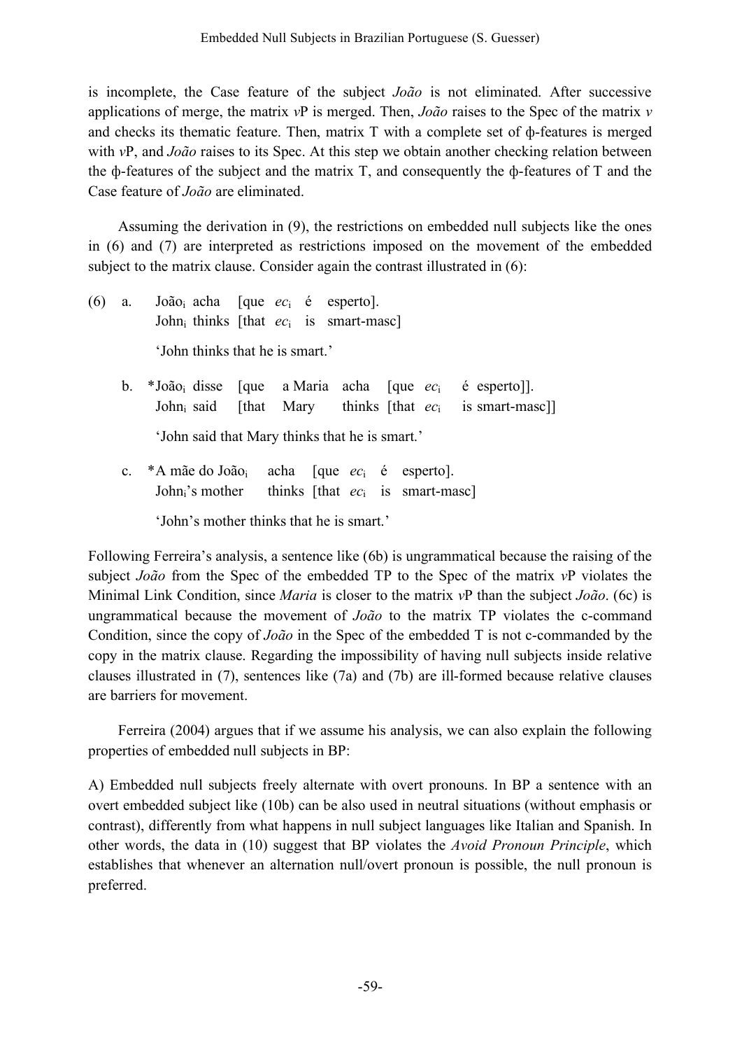is incomplete, the Case feature of the subject *João* is not eliminated. After successive applications of merge, the matrix *v*P is merged. Then, *João* raises to the Spec of the matrix *v* and checks its thematic feature. Then, matrix T with a complete set of ϕ-features is merged with *v*P, and *João* raises to its Spec. At this step we obtain another checking relation between the ϕ-features of the subject and the matrix T, and consequently the ϕ-features of T and the Case feature of *João* are eliminated.

Assuming the derivation in (9), the restrictions on embedded null subjects like the ones in (6) and (7) are interpreted as restrictions imposed on the movement of the embedded subject to the matrix clause. Consider again the contrast illustrated in (6):

(6) a. João$_i$ acha [que *ec*$_i$ é esperto].
   John$_i$ thinks [that *ec*$_i$ is smart-masc]

   'John thinks that he is smart.'

b. *João$_i$ disse [que a Maria acha [que *ec*$_i$ é esperto]].
   John$_i$ said [that Mary thinks [that *ec*$_i$ is smart-masc]]

   'John said that Mary thinks that he is smart.'

c. *A mãe do João$_i$ acha [que *ec*$_i$ é esperto].
   John$_i$'s mother thinks [that *ec*$_i$ is smart-masc]

   'John's mother thinks that he is smart.'

Following Ferreira's analysis, a sentence like (6b) is ungrammatical because the raising of the subject *João* from the Spec of the embedded TP to the Spec of the matrix *v*P violates the Minimal Link Condition, since *Maria* is closer to the matrix *v*P than the subject *João*. (6c) is ungrammatical because the movement of *João* to the matrix TP violates the c-command Condition, since the copy of *João* in the Spec of the embedded T is not c-commanded by the copy in the matrix clause. Regarding the impossibility of having null subjects inside relative clauses illustrated in (7), sentences like (7a) and (7b) are ill-formed because relative clauses are barriers for movement.

Ferreira (2004) argues that if we assume his analysis, we can also explain the following properties of embedded null subjects in BP:

A) Embedded null subjects freely alternate with overt pronouns. In BP a sentence with an overt embedded subject like (10b) can be also used in neutral situations (without emphasis or contrast), differently from what happens in null subject languages like Italian and Spanish. In other words, the data in (10) suggest that BP violates the *Avoid Pronoun Principle*, which establishes that whenever an alternation null/overt pronoun is possible, the null pronoun is preferred.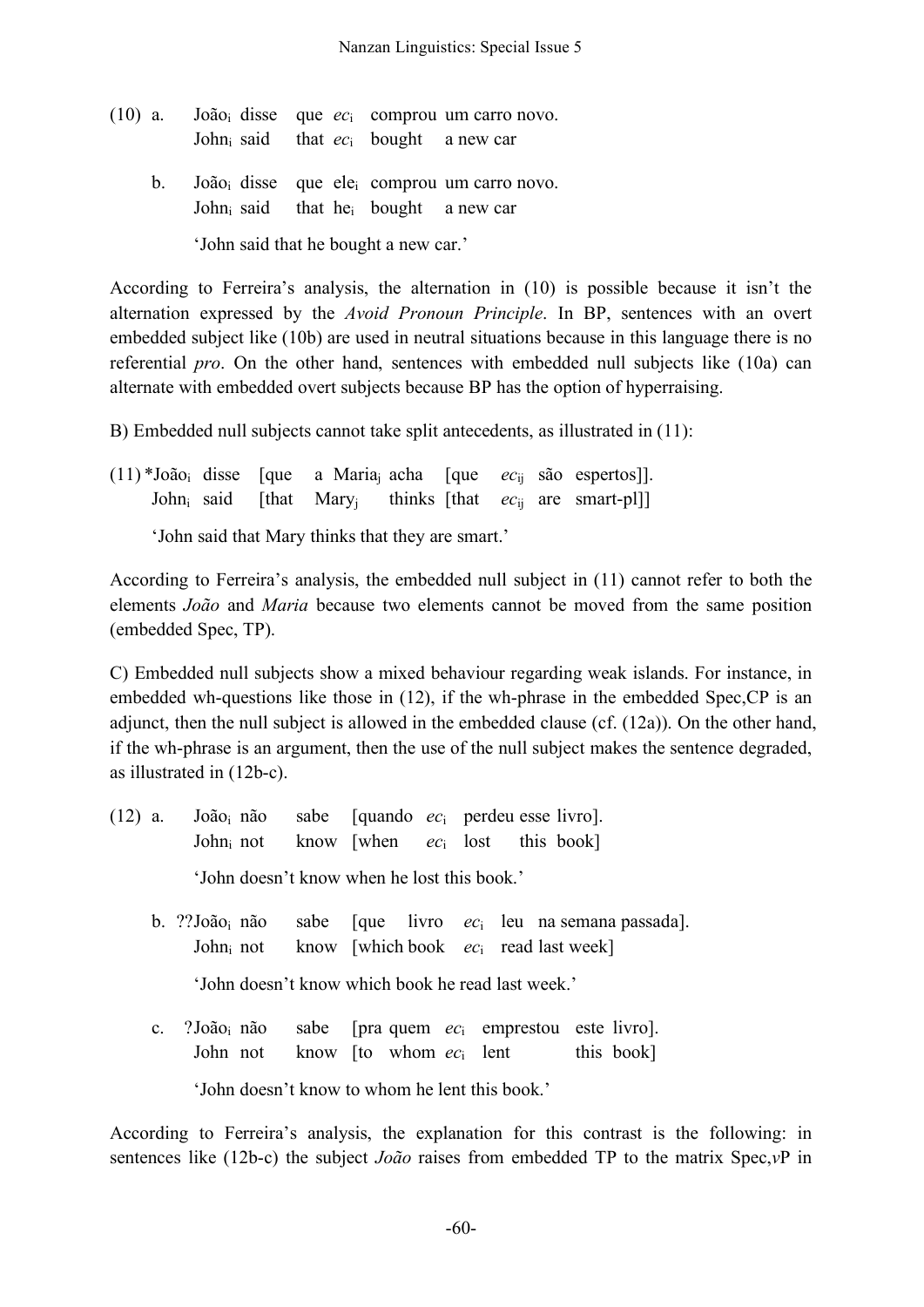(10) a. João$_i$ disse que *ec*$_i$ comprou um carro novo.
John$_i$ said that *ec*$_i$ bought a new car

b. João$_i$ disse que ele$_i$ comprou um carro novo.
John$_i$ said that he$_i$ bought a new car

'John said that he bought a new car.'

According to Ferreira's analysis, the alternation in (10) is possible because it isn't the alternation expressed by the *Avoid Pronoun Principle*. In BP, sentences with an overt embedded subject like (10b) are used in neutral situations because in this language there is no referential *pro*. On the other hand, sentences with embedded null subjects like (10a) can alternate with embedded overt subjects because BP has the option of hyperraising.

B) Embedded null subjects cannot take split antecedents, as illustrated in (11):

(11) *João$_i$ disse [que a Maria$_j$ acha [que *ec*$_{ij}$ são espertos]].
John$_i$ said [that Mary$_j$ thinks [that *ec*$_{ij}$ are smart-pl]]

'John said that Mary thinks that they are smart.'

According to Ferreira's analysis, the embedded null subject in (11) cannot refer to both the elements *João* and *Maria* because two elements cannot be moved from the same position (embedded Spec, TP).

C) Embedded null subjects show a mixed behaviour regarding weak islands. For instance, in embedded wh-questions like those in (12), if the wh-phrase in the embedded Spec,CP is an adjunct, then the null subject is allowed in the embedded clause (cf. (12a)). On the other hand, if the wh-phrase is an argument, then the use of the null subject makes the sentence degraded, as illustrated in (12b-c).

(12) a. João$_i$ não sabe [quando *ec*$_i$ perdeu esse livro].
John$_i$ not know [when *ec*$_i$ lost this book]

'John doesn't know when he lost this book.'

b. ??João$_i$ não sabe [que livro *ec*$_i$ leu na semana passada].
John$_i$ not know [which book *ec*$_i$ read last week]

'John doesn't know which book he read last week.'

c. ?João$_i$ não sabe [pra quem *ec*$_i$ emprestou este livro].
John not know [to whom *ec*$_i$ lent this book]

'John doesn't know to whom he lent this book.'

According to Ferreira's analysis, the explanation for this contrast is the following: in sentences like (12b-c) the subject *João* raises from embedded TP to the matrix Spec,*v*P in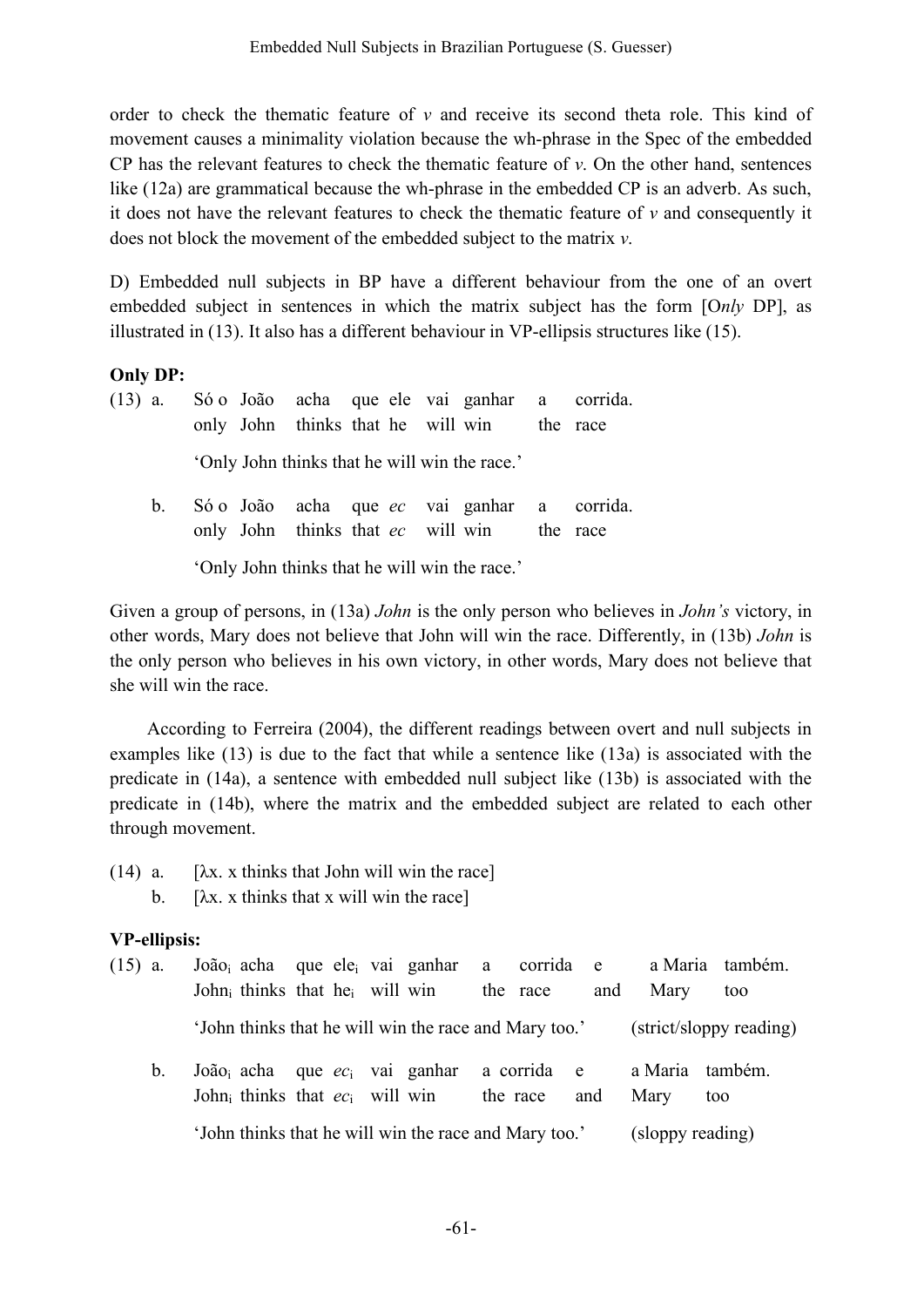order to check the thematic feature of *v* and receive its second theta role. This kind of movement causes a minimality violation because the wh-phrase in the Spec of the embedded CP has the relevant features to check the thematic feature of *v*. On the other hand, sentences like (12a) are grammatical because the wh-phrase in the embedded CP is an adverb. As such, it does not have the relevant features to check the thematic feature of *v* and consequently it does not block the movement of the embedded subject to the matrix *v*.

D) Embedded null subjects in BP have a different behaviour from the one of an overt embedded subject in sentences in which the matrix subject has the form [O*nly* DP], as illustrated in (13). It also has a different behaviour in VP-ellipsis structures like (15).

**Only DP:**

(13) a. Só o João acha que ele vai ganhar a corrida.
 only John thinks that he will win the race

 'Only John thinks that he will win the race.'

 b. Só o João acha que *ec* vai ganhar a corrida.
 only John thinks that *ec* will win the race

 'Only John thinks that he will win the race.'

Given a group of persons, in (13a) *John* is the only person who believes in *John's* victory, in other words, Mary does not believe that John will win the race. Differently, in (13b) *John* is the only person who believes in his own victory, in other words, Mary does not believe that she will win the race.

According to Ferreira (2004), the different readings between overt and null subjects in examples like (13) is due to the fact that while a sentence like (13a) is associated with the predicate in (14a), a sentence with embedded null subject like (13b) is associated with the predicate in (14b), where the matrix and the embedded subject are related to each other through movement.

(14) a. [λx. x thinks that John will win the race]
 b. [λx. x thinks that x will win the race]

**VP-ellipsis:**

(15) a. João$_i$ acha que ele$_i$ vai ganhar a corrida e a Maria também.
 John$_i$ thinks that he$_i$ will win the race and Mary too

 'John thinks that he will win the race and Mary too.' (strict/sloppy reading)

 b. João$_i$ acha que *ec*$_i$ vai ganhar a corrida e a Maria também.
 John$_i$ thinks that *ec*$_i$ will win the race and Mary too

 'John thinks that he will win the race and Mary too.' (sloppy reading)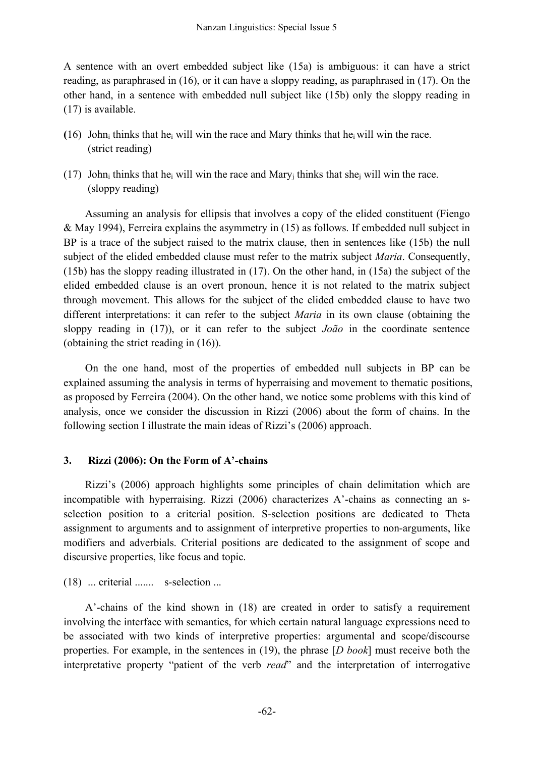A sentence with an overt embedded subject like (15a) is ambiguous: it can have a strict reading, as paraphrased in (16), or it can have a sloppy reading, as paraphrased in (17). On the other hand, in a sentence with embedded null subject like (15b) only the sloppy reading in (17) is available.

(16) John$_i$ thinks that he$_i$ will win the race and Mary thinks that he$_i$ will win the race. (strict reading)

(17) John$_i$ thinks that he$_i$ will win the race and Mary$_j$ thinks that she$_j$ will win the race. (sloppy reading)

Assuming an analysis for ellipsis that involves a copy of the elided constituent (Fiengo & May 1994), Ferreira explains the asymmetry in (15) as follows. If embedded null subject in BP is a trace of the subject raised to the matrix clause, then in sentences like (15b) the null subject of the elided embedded clause must refer to the matrix subject *Maria*. Consequently, (15b) has the sloppy reading illustrated in (17). On the other hand, in (15a) the subject of the elided embedded clause is an overt pronoun, hence it is not related to the matrix subject through movement. This allows for the subject of the elided embedded clause to have two different interpretations: it can refer to the subject *Maria* in its own clause (obtaining the sloppy reading in (17)), or it can refer to the subject *João* in the coordinate sentence (obtaining the strict reading in (16)).

On the one hand, most of the properties of embedded null subjects in BP can be explained assuming the analysis in terms of hyperraising and movement to thematic positions, as proposed by Ferreira (2004). On the other hand, we notice some problems with this kind of analysis, once we consider the discussion in Rizzi (2006) about the form of chains. In the following section I illustrate the main ideas of Rizzi's (2006) approach.

## 3. Rizzi (2006): On the Form of A'-chains

Rizzi's (2006) approach highlights some principles of chain delimitation which are incompatible with hyperraising. Rizzi (2006) characterizes A'-chains as connecting an s-selection position to a criterial position. S-selection positions are dedicated to Theta assignment to arguments and to assignment of interpretive properties to non-arguments, like modifiers and adverbials. Criterial positions are dedicated to the assignment of scope and discursive properties, like focus and topic.

(18) ... criterial ....... s-selection ...

A'-chains of the kind shown in (18) are created in order to satisfy a requirement involving the interface with semantics, for which certain natural language expressions need to be associated with two kinds of interpretive properties: argumental and scope/discourse properties. For example, in the sentences in (19), the phrase [*D book*] must receive both the interpretative property "patient of the verb *read*" and the interpretation of interrogative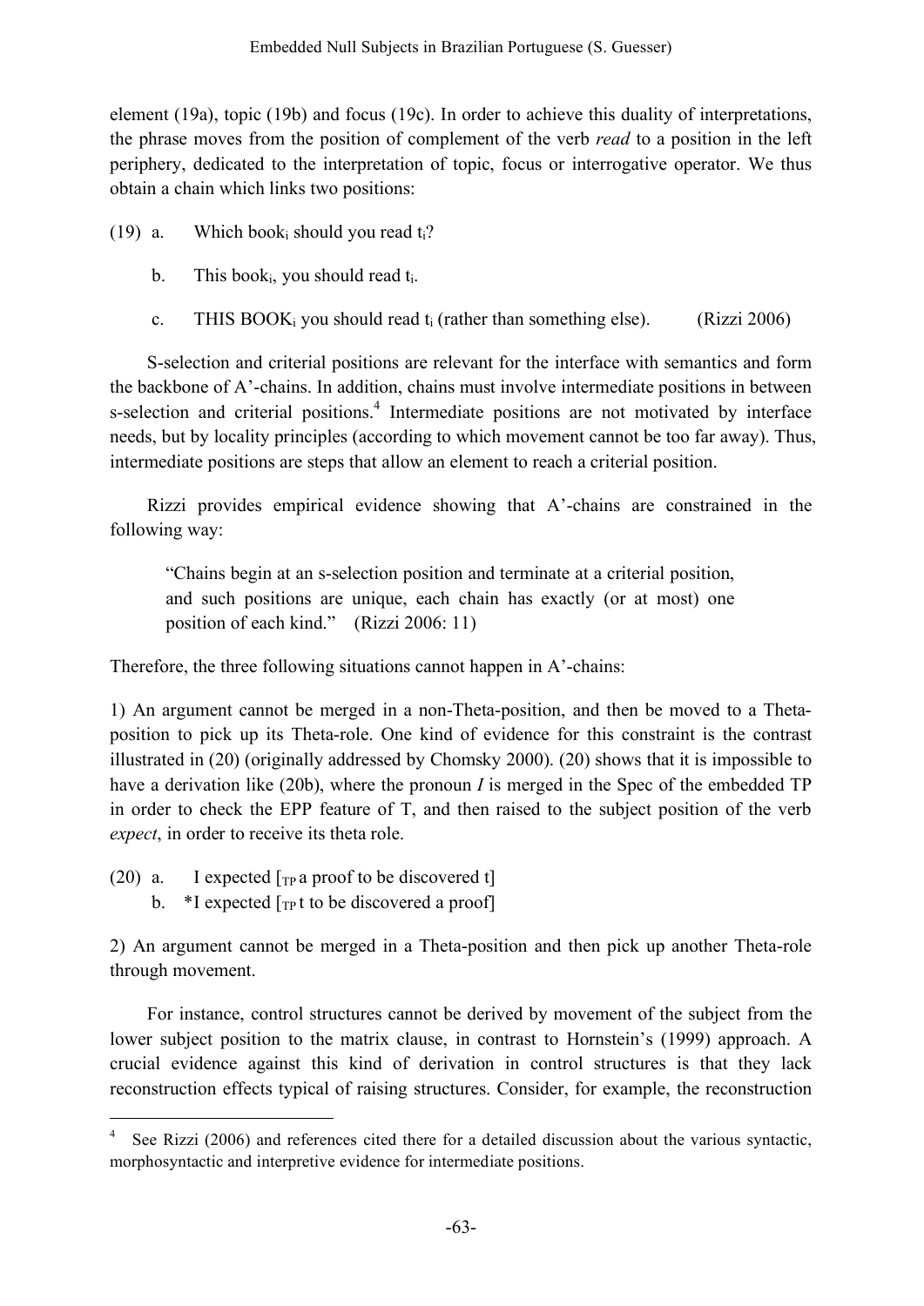element (19a), topic (19b) and focus (19c). In order to achieve this duality of interpretations, the phrase moves from the position of complement of the verb *read* to a position in the left periphery, dedicated to the interpretation of topic, focus or interrogative operator. We thus obtain a chain which links two positions:

(19) a. Which book$_i$ should you read t$_i$?

b. This book$_i$, you should read t$_i$.

c. THIS BOOK$_i$ you should read t$_i$ (rather than something else). (Rizzi 2006)

S-selection and criterial positions are relevant for the interface with semantics and form the backbone of A'-chains. In addition, chains must involve intermediate positions in between s-selection and criterial positions.[4] Intermediate positions are not motivated by interface needs, but by locality principles (according to which movement cannot be too far away). Thus, intermediate positions are steps that allow an element to reach a criterial position.

Rizzi provides empirical evidence showing that A'-chains are constrained in the following way:

> "Chains begin at an s-selection position and terminate at a criterial position, and such positions are unique, each chain has exactly (or at most) one position of each kind." (Rizzi 2006: 11)

Therefore, the three following situations cannot happen in A'-chains:

1) An argument cannot be merged in a non-Theta-position, and then be moved to a Theta-position to pick up its Theta-role. One kind of evidence for this constraint is the contrast illustrated in (20) (originally addressed by Chomsky 2000). (20) shows that it is impossible to have a derivation like (20b), where the pronoun *I* is merged in the Spec of the embedded TP in order to check the EPP feature of T, and then raised to the subject position of the verb *expect*, in order to receive its theta role.

(20) a. I expected [$_{TP}$ a proof to be discovered t]

b. *I expected [$_{TP}$ t to be discovered a proof]

2) An argument cannot be merged in a Theta-position and then pick up another Theta-role through movement.

For instance, control structures cannot be derived by movement of the subject from the lower subject position to the matrix clause, in contrast to Hornstein's (1999) approach. A crucial evidence against this kind of derivation in control structures is that they lack reconstruction effects typical of raising structures. Consider, for example, the reconstruction

[4] See Rizzi (2006) and references cited there for a detailed discussion about the various syntactic, morphosyntactic and interpretive evidence for intermediate positions.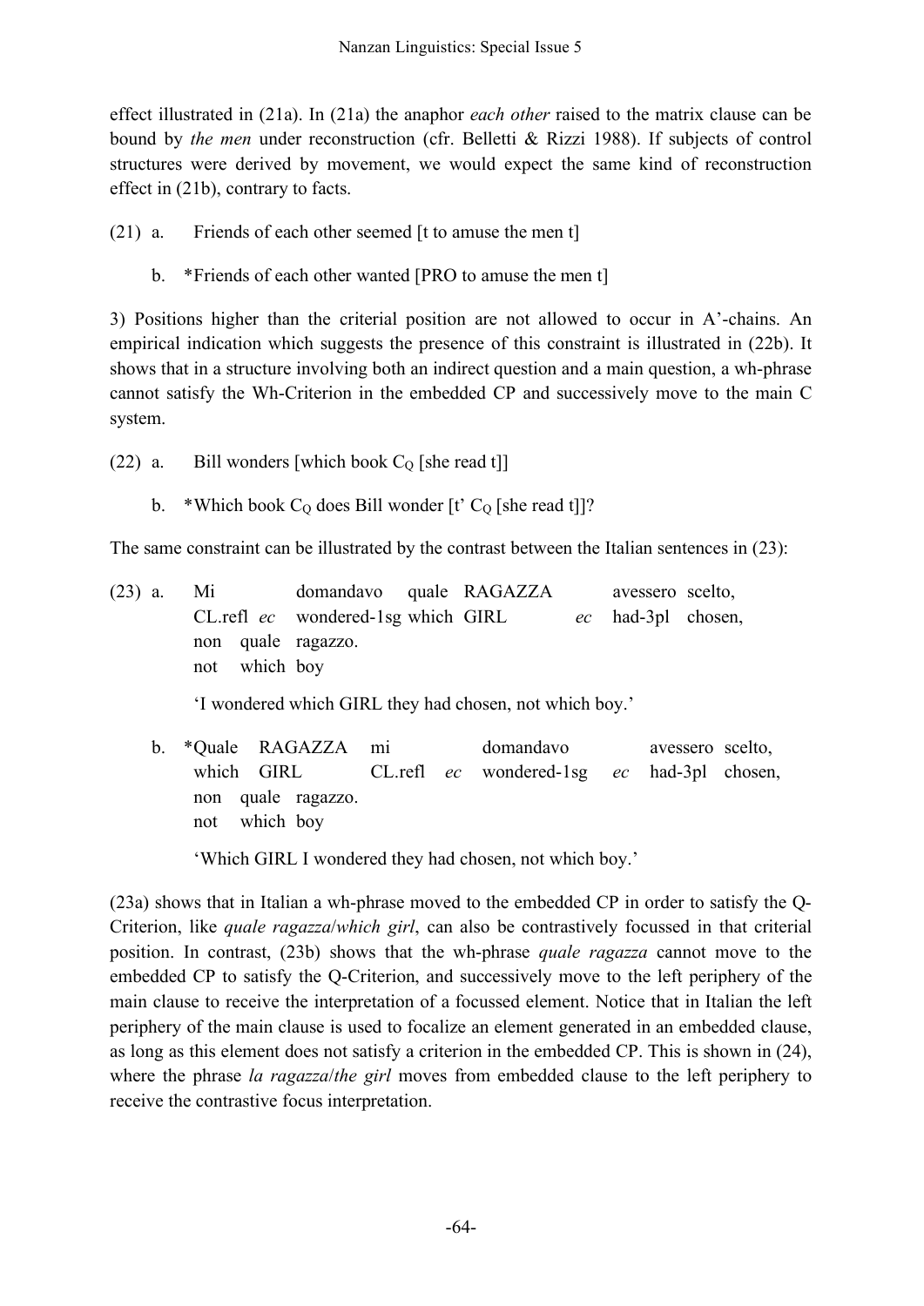effect illustrated in (21a). In (21a) the anaphor *each other* raised to the matrix clause can be bound by *the men* under reconstruction (cfr. Belletti & Rizzi 1988). If subjects of control structures were derived by movement, we would expect the same kind of reconstruction effect in (21b), contrary to facts.

(21) a. Friends of each other seemed [t to amuse the men t]

b. *Friends of each other wanted [PRO to amuse the men t]

3) Positions higher than the criterial position are not allowed to occur in A'-chains. An empirical indication which suggests the presence of this constraint is illustrated in (22b). It shows that in a structure involving both an indirect question and a main question, a wh-phrase cannot satisfy the Wh-Criterion in the embedded CP and successively move to the main C system.

(22) a. Bill wonders [which book $C_Q$ [she read t]]

b. *Which book $C_Q$ does Bill wonder [t' $C_Q$ [she read t]]?

The same constraint can be illustrated by the contrast between the Italian sentences in (23):

(23) a. Mi domandavo quale RAGAZZA avessero scelto,
CL.refl *ec* wondered-1sg which GIRL *ec* had-3pl chosen,
non quale ragazzo.
not which boy

'I wondered which GIRL they had chosen, not which boy.'

b. *Quale RAGAZZA mi domandavo avessero scelto,
which GIRL CL.refl *ec* wondered-1sg *ec* had-3pl chosen,
non quale ragazzo.
not which boy

'Which GIRL I wondered they had chosen, not which boy.'

(23a) shows that in Italian a wh-phrase moved to the embedded CP in order to satisfy the Q-Criterion, like *quale ragazza*/*which girl*, can also be contrastively focussed in that criterial position. In contrast, (23b) shows that the wh-phrase *quale ragazza* cannot move to the embedded CP to satisfy the Q-Criterion, and successively move to the left periphery of the main clause to receive the interpretation of a focussed element. Notice that in Italian the left periphery of the main clause is used to focalize an element generated in an embedded clause, as long as this element does not satisfy a criterion in the embedded CP. This is shown in (24), where the phrase *la ragazza*/*the girl* moves from embedded clause to the left periphery to receive the contrastive focus interpretation.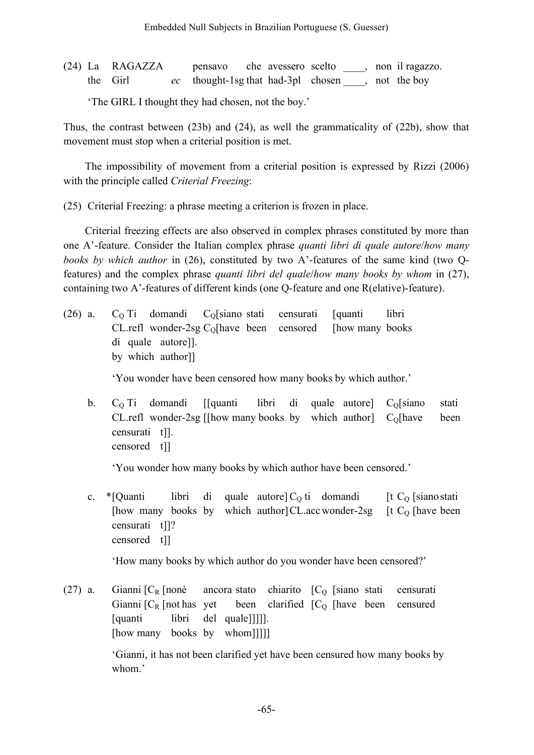(24) La RAGAZZA pensavo che avessero scelto ____, non il ragazzo.
the Girl *ec* thought-1sg that had-3pl chosen ____, not the boy

'The GIRL I thought they had chosen, not the boy.'

Thus, the contrast between (23b) and (24), as well the grammaticality of (22b), show that movement must stop when a criterial position is met.

The impossibility of movement from a criterial position is expressed by Rizzi (2006) with the principle called *Criterial Freezing*:

(25) Criterial Freezing: a phrase meeting a criterion is frozen in place.

Criterial freezing effects are also observed in complex phrases constituted by more than one A'-feature. Consider the Italian complex phrase *quanti libri di quale autore*/*how many books by which author* in (26), constituted by two A'-features of the same kind (two Q-features) and the complex phrase *quanti libri del quale*/*how many books by whom* in (27), containing two A'-features of different kinds (one Q-feature and one R(elative)-feature).

(26) a. $C_Q$ Ti domandi $C_Q$[siano stati censurati [quanti libri di quale autore]].
CL.refl wonder-2sg $C_Q$[have been censored [how many books by which author]]

'You wonder have been censored how many books by which author.'

b. $C_Q$ Ti domandi [[quanti libri di quale autore] $C_Q$[siano stati censurati t]].
CL.refl wonder-2sg [[how many books by which author] $C_Q$[have been censored t]]

'You wonder how many books by which author have been censored.'

c. *[Quanti libri di quale autore] $C_Q$ ti domandi [t $C_Q$ [siano stati censurati t]]?
[how many books by which author] CL.acc wonder-2sg [t $C_Q$ [have been censored t]]

'How many books by which author do you wonder have been censored?'

(27) a. Gianni [$C_R$ [nonè ancora stato chiarito [$C_Q$ [siano stati censurati [quanti libri del quale]]]]].
Gianni [$C_R$ [not has yet been clarified [$C_Q$ [have been censured [how many books by whom]]]]]

'Gianni, it has not been clarified yet have been censured how many books by whom.'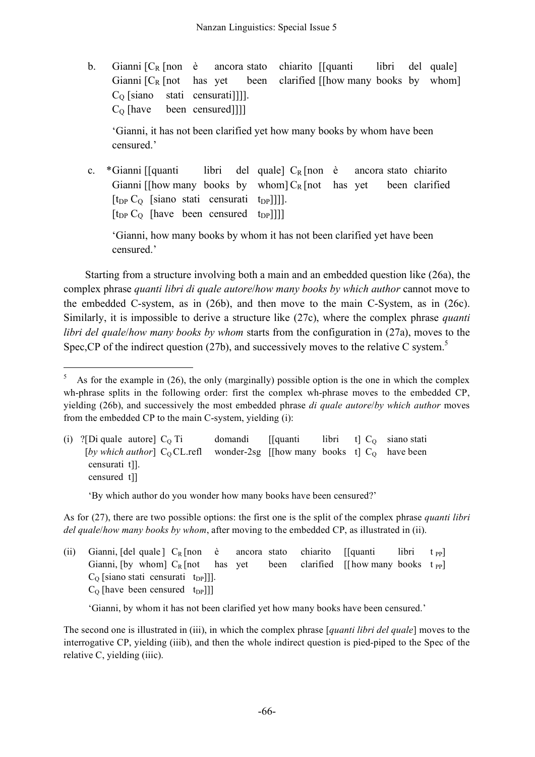b. Gianni [$C_R$ [non è ancora stato chiarito [[quanti libri del quale]
   Gianni [$C_R$ [not has yet been clarified [[how many books by whom]
   $C_Q$ [siano stati censurati]]]].
   $C_Q$ [have been censured]]]]

   'Gianni, it has not been clarified yet how many books by whom have been censured.'

c. *Gianni [[quanti libri del quale] $C_R$ [non è ancora stato chiarito
   Gianni [[how many books by whom] $C_R$ [not has yet been clarified
   [$t_{DP}$ $C_Q$ [siano stati censurati $t_{DP}$]]]].
   [$t_{DP}$ $C_Q$ [have been censured $t_{DP}$]]]]

   'Gianni, how many books by whom it has not been clarified yet have been censured.'

Starting from a structure involving both a main and an embedded question like (26a), the complex phrase *quanti libri di quale autore*/*how many books by which author* cannot move to the embedded C-system, as in (26b), and then move to the main C-System, as in (26c). Similarly, it is impossible to derive a structure like (27c), where the complex phrase *quanti libri del quale*/*how many books by whom* starts from the configuration in (27a), moves to the Spec,CP of the indirect question (27b), and successively moves to the relative C system.[5]

---

[5] As for the example in (26), the only (marginally) possible option is the one in which the complex wh-phrase splits in the following order: first the complex wh-phrase moves to the embedded CP, yielding (26b), and successively the most embedded phrase *di quale autore*/*by which author* moves from the embedded CP to the main C-system, yielding (i):

(i) ?[Di quale autore] $C_Q$ Ti domandi [[quanti libri t] $C_Q$ siano stati
   [*by which author*] $C_Q$ CL.refl wonder-2sg [[how many books t] $C_Q$ have been
   censurati t]].
   censured t]]

   'By which author do you wonder how many books have been censured?'

As for (27), there are two possible options: the first one is the split of the complex phrase *quanti libri del quale*/*how many books by whom*, after moving to the embedded CP, as illustrated in (ii).

(ii) Gianni, [del quale ] $C_R$ [non è ancora stato chiarito [[quanti libri $t_{PP}$]
   Gianni, [by whom] $C_R$ [not has yet been clarified [[how many books $t_{PP}$]
   $C_Q$ [siano stati censurati $t_{DP}$]]].
   $C_Q$ [have been censured $t_{DP}$]]]

   'Gianni, by whom it has not been clarified yet how many books have been censured.'

The second one is illustrated in (iii), in which the complex phrase [*quanti libri del quale*] moves to the interrogative CP, yielding (iiib), and then the whole indirect question is pied-piped to the Spec of the relative C, yielding (iiic).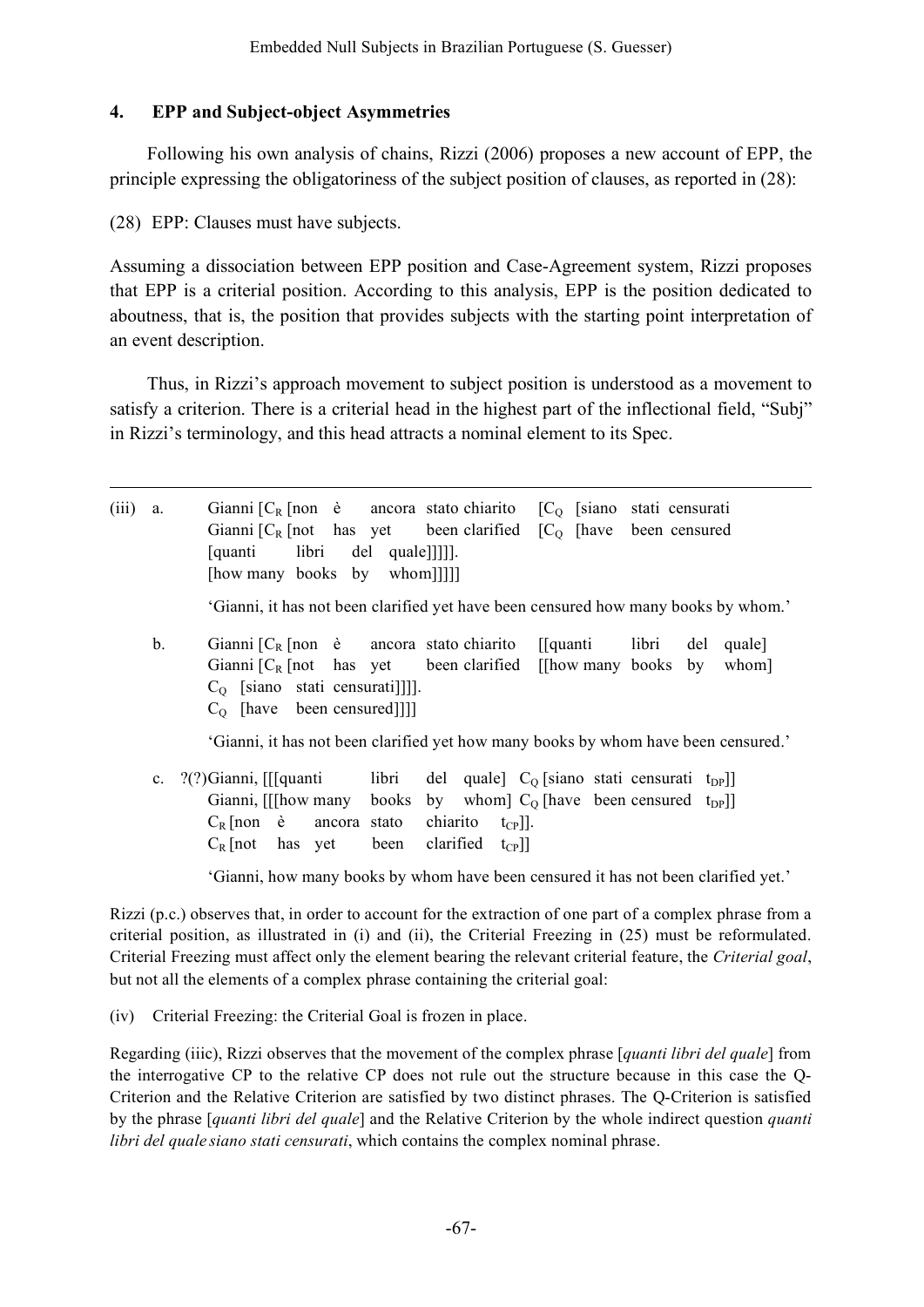## 4. EPP and Subject-object Asymmetries

Following his own analysis of chains, Rizzi (2006) proposes a new account of EPP, the principle expressing the obligatoriness of the subject position of clauses, as reported in (28):

(28) EPP: Clauses must have subjects.

Assuming a dissociation between EPP position and Case-Agreement system, Rizzi proposes that EPP is a criterial position. According to this analysis, EPP is the position dedicated to aboutness, that is, the position that provides subjects with the starting point interpretation of an event description.

Thus, in Rizzi's approach movement to subject position is understood as a movement to satisfy a criterion. There is a criterial head in the highest part of the inflectional field, "Subj" in Rizzi's terminology, and this head attracts a nominal element to its Spec.

---

(iii) a. Gianni [$C_R$ [non è ancora stato chiarito [$C_Q$ [siano stati censurati
Gianni [$C_R$ [not has yet been clarified [$C_Q$ [have been censured
[quanti libri del quale]]]]].
[how many books by whom]]]]]

'Gianni, it has not been clarified yet have been censured how many books by whom.'

b. Gianni [$C_R$ [non è ancora stato chiarito [[quanti libri del quale]
Gianni [$C_R$ [not has yet been clarified [[how many books by whom]
$C_Q$ [siano stati censurati]]]].
$C_Q$ [have been censured]]]]

'Gianni, it has not been clarified yet how many books by whom have been censured.'

c. ?(?)Gianni, [[[quanti libri del quale] $C_Q$ [siano stati censurati $t_{DP}$]]
Gianni, [[[how many books by whom] $C_Q$ [have been censured $t_{DP}$]]
$C_R$ [non è ancora stato chiarito $t_{CP}$]].
$C_R$ [not has yet been clarified $t_{CP}$]]

'Gianni, how many books by whom have been censured it has not been clarified yet.'

Rizzi (p.c.) observes that, in order to account for the extraction of one part of a complex phrase from a criterial position, as illustrated in (i) and (ii), the Criterial Freezing in (25) must be reformulated. Criterial Freezing must affect only the element bearing the relevant criterial feature, the *Criterial goal*, but not all the elements of a complex phrase containing the criterial goal:

(iv) Criterial Freezing: the Criterial Goal is frozen in place.

Regarding (iiic), Rizzi observes that the movement of the complex phrase [*quanti libri del quale*] from the interrogative CP to the relative CP does not rule out the structure because in this case the Q-Criterion and the Relative Criterion are satisfied by two distinct phrases. The Q-Criterion is satisfied by the phrase [*quanti libri del quale*] and the Relative Criterion by the whole indirect question *quanti libri del quale siano stati censurati*, which contains the complex nominal phrase.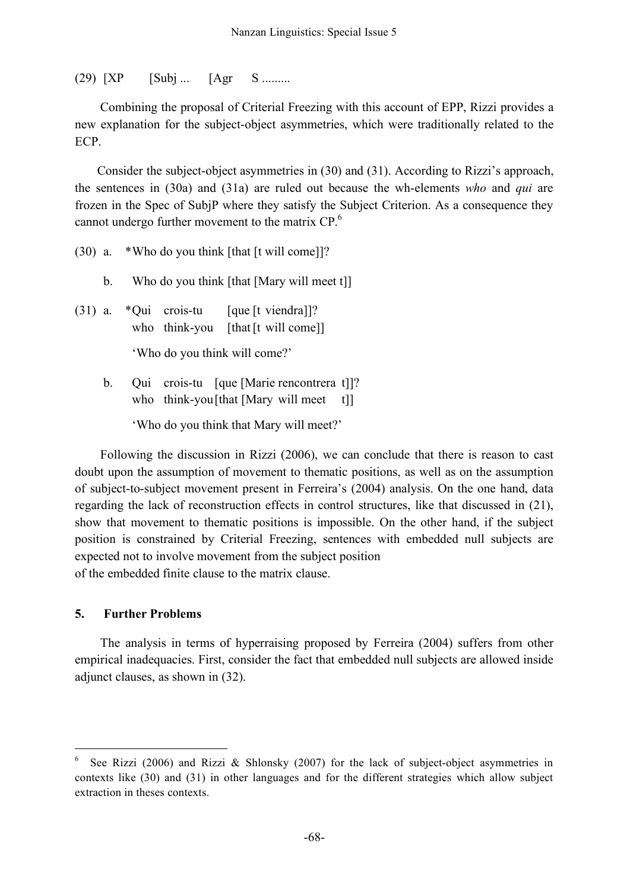(29) [XP [Subj ... [Agr S .........

Combining the proposal of Criterial Freezing with this account of EPP, Rizzi provides a new explanation for the subject-object asymmetries, which were traditionally related to the ECP.

Consider the subject-object asymmetries in (30) and (31). According to Rizzi's approach, the sentences in (30a) and (31a) are ruled out because the wh-elements *who* and *qui* are frozen in the Spec of SubjP where they satisfy the Subject Criterion. As a consequence they cannot undergo further movement to the matrix CP.[6]

(30) a. *Who do you think [that [t will come]]?

b. Who do you think [that [Mary will meet t]]

(31) a. *Qui crois-tu [que [t viendra]]?
who think-you [that [t will come]]

'Who do you think will come?'

b. Qui crois-tu [que [Marie rencontrera t]]?
who think-you [that [Mary will meet t]]

'Who do you think that Mary will meet?'

Following the discussion in Rizzi (2006), we can conclude that there is reason to cast doubt upon the assumption of movement to thematic positions, as well as on the assumption of subject-to-subject movement present in Ferreira's (2004) analysis. On the one hand, data regarding the lack of reconstruction effects in control structures, like that discussed in (21), show that movement to thematic positions is impossible. On the other hand, if the subject position is constrained by Criterial Freezing, sentences with embedded null subjects are expected not to involve movement from the subject position of the embedded finite clause to the matrix clause.

## 5. Further Problems

The analysis in terms of hyperraising proposed by Ferreira (2004) suffers from other empirical inadequacies. First, consider the fact that embedded null subjects are allowed inside adjunct clauses, as shown in (32).

---

[6] See Rizzi (2006) and Rizzi & Shlonsky (2007) for the lack of subject-object asymmetries in contexts like (30) and (31) in other languages and for the different strategies which allow subject extraction in theses contexts.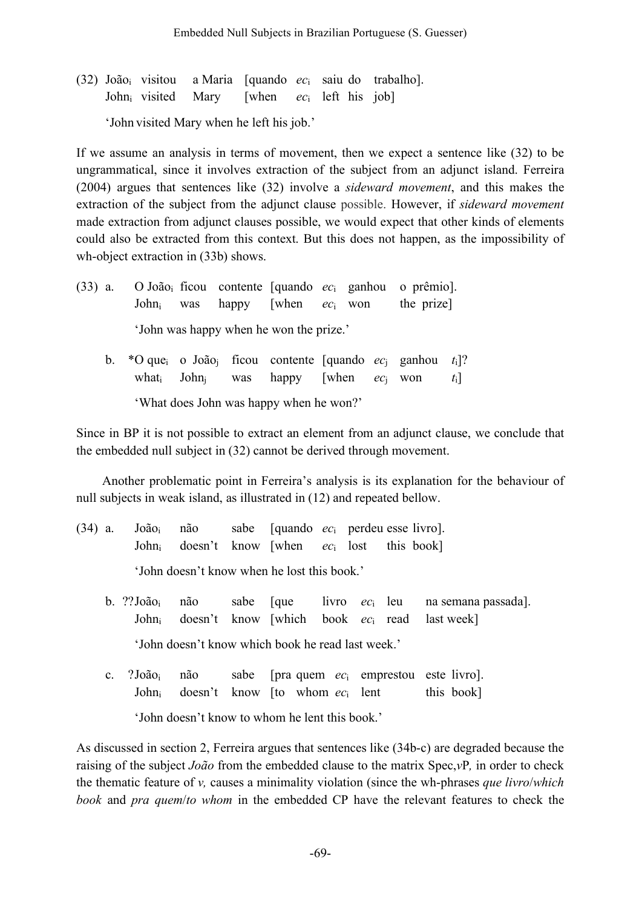(32) João$_i$ visitou a Maria [quando *ec*$_i$ saiu do trabalho].
John$_i$ visited Mary [when *ec*$_i$ left his job]

'John visited Mary when he left his job.'

If we assume an analysis in terms of movement, then we expect a sentence like (32) to be ungrammatical, since it involves extraction of the subject from an adjunct island. Ferreira (2004) argues that sentences like (32) involve a *sideward movement*, and this makes the extraction of the subject from the adjunct clause possible. However, if *sideward movement* made extraction from adjunct clauses possible, we would expect that other kinds of elements could also be extracted from this context. But this does not happen, as the impossibility of wh-object extraction in (33b) shows.

(33) a. O João$_i$ ficou contente [quando *ec*$_i$ ganhou o prêmio].
John$_i$ was happy [when *ec*$_i$ won the prize]

'John was happy when he won the prize.'

b. *O que$_i$ o João$_j$ ficou contente [quando *ec*$_j$ ganhou *t*$_i$]?
what$_i$ John$_j$ was happy [when *ec*$_j$ won *t*$_i$]

'What does John was happy when he won?'

Since in BP it is not possible to extract an element from an adjunct clause, we conclude that the embedded null subject in (32) cannot be derived through movement.

Another problematic point in Ferreira's analysis is its explanation for the behaviour of null subjects in weak island, as illustrated in (12) and repeated bellow.

(34) a. João$_i$ não sabe [quando *ec*$_i$ perdeu esse livro].
John$_i$ doesn't know [when *ec*$_i$ lost this book]

'John doesn't know when he lost this book.'

b. ??João$_i$ não sabe [que livro *ec*$_i$ leu na semana passada].
John$_i$ doesn't know [which book *ec*$_i$ read last week]

'John doesn't know which book he read last week.'

c. ?João$_i$ não sabe [pra quem *ec*$_i$ emprestou este livro].
John$_i$ doesn't know [to whom *ec*$_i$ lent this book]

'John doesn't know to whom he lent this book.'

As discussed in section 2, Ferreira argues that sentences like (34b-c) are degraded because the raising of the subject *João* from the embedded clause to the matrix Spec,*v*P, in order to check the thematic feature of *v,* causes a minimality violation (since the wh-phrases *que livro*/*which book* and *pra quem*/*to whom* in the embedded CP have the relevant features to check the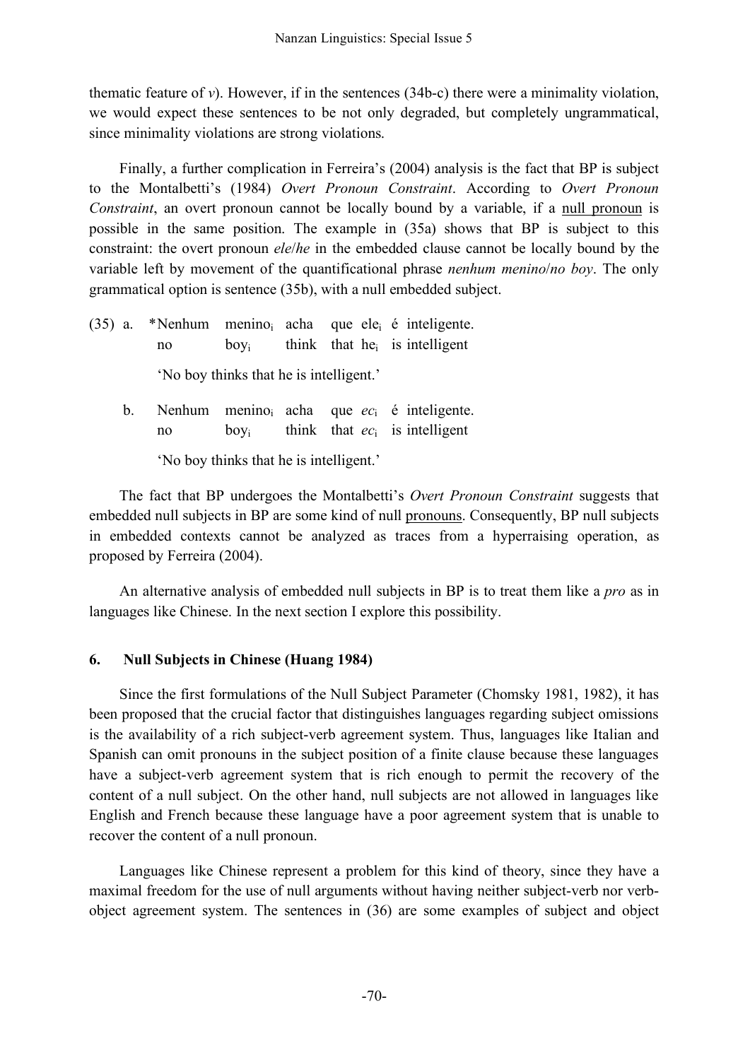thematic feature of *v*). However, if in the sentences (34b-c) there were a minimality violation, we would expect these sentences to be not only degraded, but completely ungrammatical, since minimality violations are strong violations.

Finally, a further complication in Ferreira's (2004) analysis is the fact that BP is subject to the Montalbetti's (1984) *Overt Pronoun Constraint*. According to *Overt Pronoun Constraint*, an overt pronoun cannot be locally bound by a variable, if a null pronoun is possible in the same position. The example in (35a) shows that BP is subject to this constraint: the overt pronoun *ele*/*he* in the embedded clause cannot be locally bound by the variable left by movement of the quantificational phrase *nenhum menino*/*no boy*. The only grammatical option is sentence (35b), with a null embedded subject.

(35) a. *Nenhum menino$_i$ acha que ele$_i$ é inteligente.
   no boy$_i$ think that he$_i$ is intelligent
   'No boy thinks that he is intelligent.'

b. Nenhum menino$_i$ acha que *ec*$_i$ é inteligente.
   no boy$_i$ think that *ec*$_i$ is intelligent
   'No boy thinks that he is intelligent.'

The fact that BP undergoes the Montalbetti's *Overt Pronoun Constraint* suggests that embedded null subjects in BP are some kind of null pronouns. Consequently, BP null subjects in embedded contexts cannot be analyzed as traces from a hyperraising operation, as proposed by Ferreira (2004).

An alternative analysis of embedded null subjects in BP is to treat them like a *pro* as in languages like Chinese. In the next section I explore this possibility.

## 6. Null Subjects in Chinese (Huang 1984)

Since the first formulations of the Null Subject Parameter (Chomsky 1981, 1982), it has been proposed that the crucial factor that distinguishes languages regarding subject omissions is the availability of a rich subject-verb agreement system. Thus, languages like Italian and Spanish can omit pronouns in the subject position of a finite clause because these languages have a subject-verb agreement system that is rich enough to permit the recovery of the content of a null subject. On the other hand, null subjects are not allowed in languages like English and French because these language have a poor agreement system that is unable to recover the content of a null pronoun.

Languages like Chinese represent a problem for this kind of theory, since they have a maximal freedom for the use of null arguments without having neither subject-verb nor verb-object agreement system. The sentences in (36) are some examples of subject and object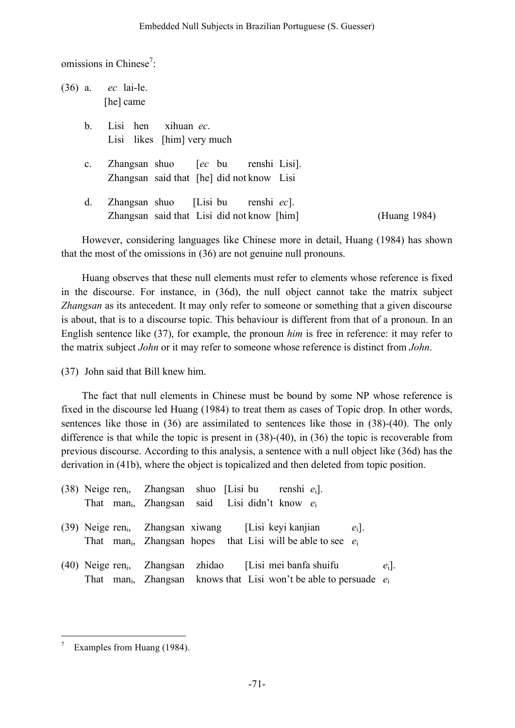omissions in Chinese[7]:

(36) a. *ec* lai-le.
[he] came

b. Lisi hen xihuan *ec*.
Lisi likes [him] very much

c. Zhangsan shuo [*ec* bu renshi Lisi].
Zhangsan said that [he] did not know Lisi

d. Zhangsan shuo [Lisi bu renshi *ec*].
Zhangsan said that Lisi did not know [him] (Huang 1984)

However, considering languages like Chinese more in detail, Huang (1984) has shown that the most of the omissions in (36) are not genuine null pronouns.

Huang observes that these null elements must refer to elements whose reference is fixed in the discourse. For instance, in (36d), the null object cannot take the matrix subject *Zhangsan* as its antecedent. It may only refer to someone or something that a given discourse is about, that is to a discourse topic. This behaviour is different from that of a pronoun. In an English sentence like (37), for example, the pronoun *him* is free in reference: it may refer to the matrix subject *John* or it may refer to someone whose reference is distinct from *John*.

(37) John said that Bill knew him.

The fact that null elements in Chinese must be bound by some NP whose reference is fixed in the discourse led Huang (1984) to treat them as cases of Topic drop. In other words, sentences like those in (36) are assimilated to sentences like those in (38)-(40). The only difference is that while the topic is present in (38)-(40), in (36) the topic is recoverable from previous discourse. According to this analysis, a sentence with a null object like (36d) has the derivation in (41b), where the object is topicalized and then deleted from topic position.

(38) Neige $ren_i$, Zhangsan shuo [Lisi bu renshi $e_i$].
That $man_i$, Zhangsan said Lisi didn't know $e_i$

(39) Neige $ren_i$, Zhangsan xiwang [Lisi keyi kanjian $e_i$].
That $man_i$, Zhangsan hopes that Lisi will be able to see $e_i$

(40) Neige $ren_i$, Zhangsan zhidao [Lisi mei banfa shuifu $e_i$].
That $man_i$, Zhangsan knows that Lisi won't be able to persuade $e_i$

---

[7] Examples from Huang (1984).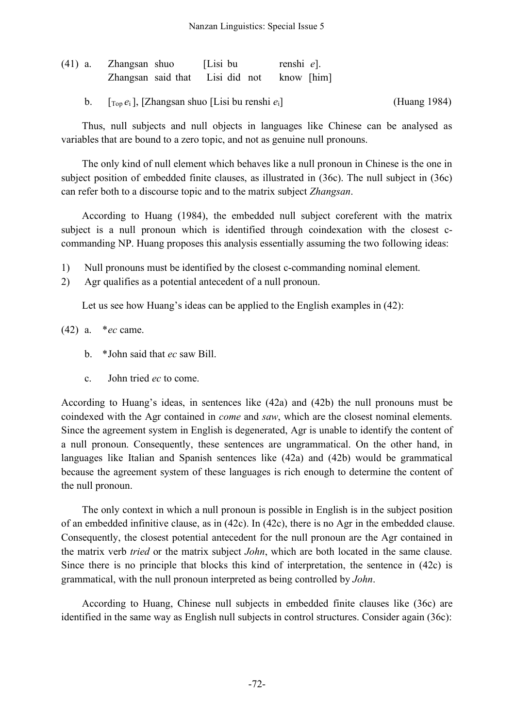(41) a. Zhangsan shuo [Lisi bu renshi *e*].
    Zhangsan said that Lisi did not know [him]

  b. [$_{Top}$ $e_i$ ], [Zhangsan shuo [Lisi bu renshi $e_i$] (Huang 1984)

Thus, null subjects and null objects in languages like Chinese can be analysed as variables that are bound to a zero topic, and not as genuine null pronouns.

The only kind of null element which behaves like a null pronoun in Chinese is the one in subject position of embedded finite clauses, as illustrated in (36c). The null subject in (36c) can refer both to a discourse topic and to the matrix subject *Zhangsan*.

According to Huang (1984), the embedded null subject coreferent with the matrix subject is a null pronoun which is identified through coindexation with the closest c-commanding NP. Huang proposes this analysis essentially assuming the two following ideas:

1) Null pronouns must be identified by the closest c-commanding nominal element.
2) Agr qualifies as a potential antecedent of a null pronoun.

Let us see how Huang's ideas can be applied to the English examples in (42):

(42) a. \**ec* came.

  b. \*John said that *ec* saw Bill.

  c. John tried *ec* to come.

According to Huang's ideas, in sentences like (42a) and (42b) the null pronouns must be coindexed with the Agr contained in *come* and *saw*, which are the closest nominal elements. Since the agreement system in English is degenerated, Agr is unable to identify the content of a null pronoun. Consequently, these sentences are ungrammatical. On the other hand, in languages like Italian and Spanish sentences like (42a) and (42b) would be grammatical because the agreement system of these languages is rich enough to determine the content of the null pronoun.

The only context in which a null pronoun is possible in English is in the subject position of an embedded infinitive clause, as in (42c). In (42c), there is no Agr in the embedded clause. Consequently, the closest potential antecedent for the null pronoun are the Agr contained in the matrix verb *tried* or the matrix subject *John*, which are both located in the same clause. Since there is no principle that blocks this kind of interpretation, the sentence in (42c) is grammatical, with the null pronoun interpreted as being controlled by *John*.

According to Huang, Chinese null subjects in embedded finite clauses like (36c) are identified in the same way as English null subjects in control structures. Consider again (36c):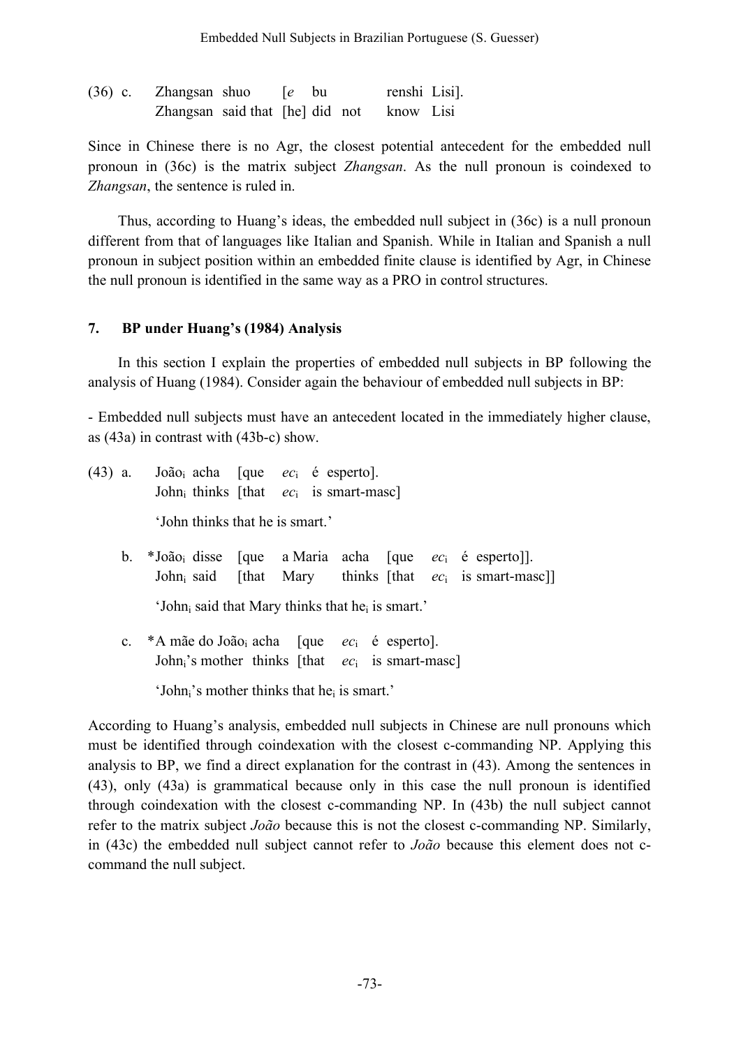(36) c. Zhangsan shuo [*e* bu renshi Lisi].
Zhangsan said that [he] did not know Lisi

Since in Chinese there is no Agr, the closest potential antecedent for the embedded null pronoun in (36c) is the matrix subject *Zhangsan*. As the null pronoun is coindexed to *Zhangsan*, the sentence is ruled in.

Thus, according to Huang's ideas, the embedded null subject in (36c) is a null pronoun different from that of languages like Italian and Spanish. While in Italian and Spanish a null pronoun in subject position within an embedded finite clause is identified by Agr, in Chinese the null pronoun is identified in the same way as a PRO in control structures.

## 7. BP under Huang's (1984) Analysis

In this section I explain the properties of embedded null subjects in BP following the analysis of Huang (1984). Consider again the behaviour of embedded null subjects in BP:

- Embedded null subjects must have an antecedent located in the immediately higher clause, as (43a) in contrast with (43b-c) show.

(43) a. João$_i$ acha [que *ec*$_i$ é esperto].
John$_i$ thinks [that *ec*$_i$ is smart-masc]

'John thinks that he is smart.'

b. *João$_i$ disse [que a Maria acha [que *ec*$_i$ é esperto]].
John$_i$ said [that Mary thinks [that *ec*$_i$ is smart-masc]]

'John$_i$ said that Mary thinks that he$_i$ is smart.'

c. *A mãe do João$_i$ acha [que *ec*$_i$ é esperto].
John$_i$'s mother thinks [that *ec*$_i$ is smart-masc]

'John$_i$'s mother thinks that he$_i$ is smart.'

According to Huang's analysis, embedded null subjects in Chinese are null pronouns which must be identified through coindexation with the closest c-commanding NP. Applying this analysis to BP, we find a direct explanation for the contrast in (43). Among the sentences in (43), only (43a) is grammatical because only in this case the null pronoun is identified through coindexation with the closest c-commanding NP. In (43b) the null subject cannot refer to the matrix subject *João* because this is not the closest c-commanding NP. Similarly, in (43c) the embedded null subject cannot refer to *João* because this element does not c-command the null subject.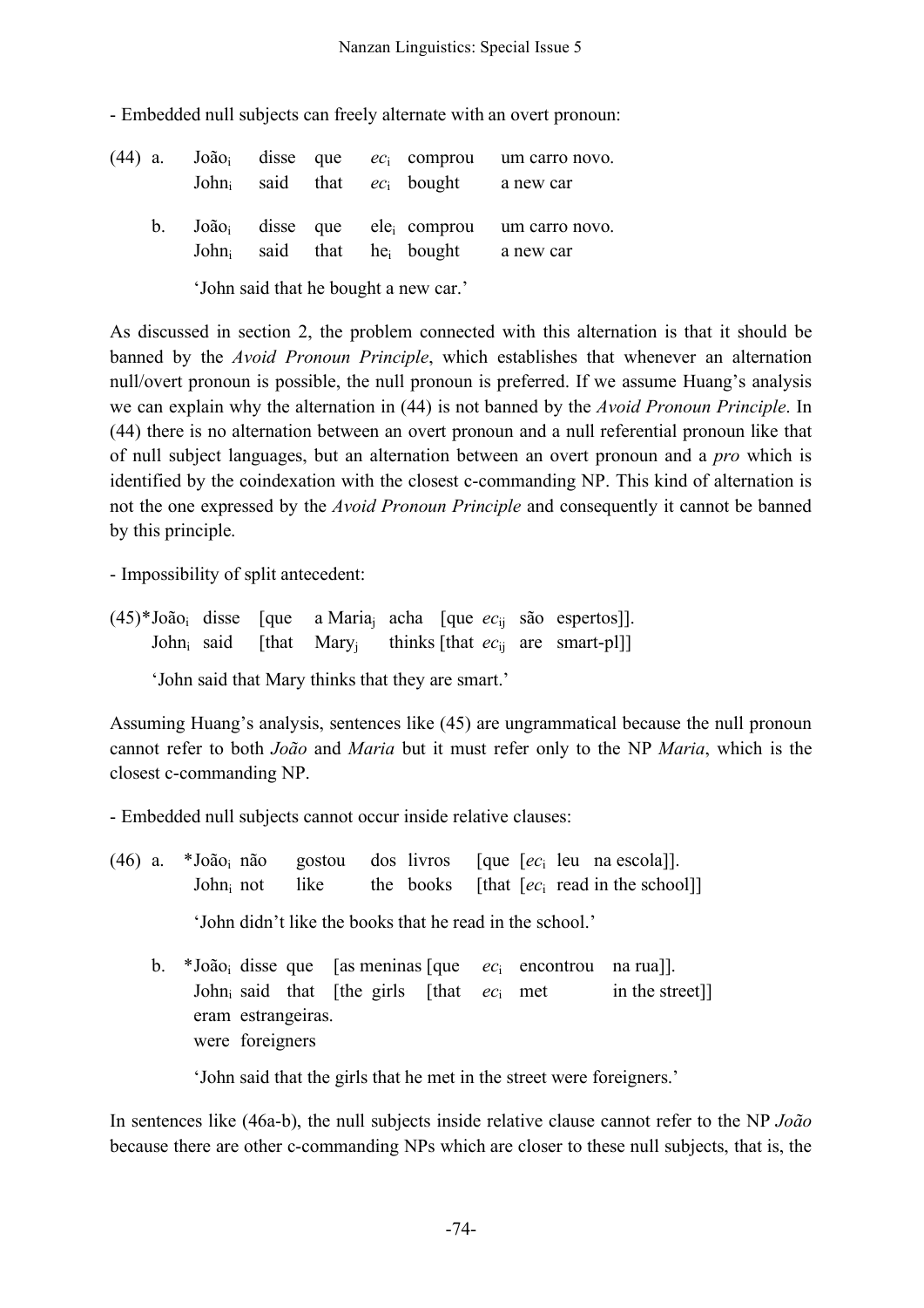- Embedded null subjects can freely alternate with an overt pronoun:

(44) a. João$_i$ disse que *ec*$_i$ comprou um carro novo.
John$_i$ said that *ec*$_i$ bought a new car

b. João$_i$ disse que ele$_i$ comprou um carro novo.
John$_i$ said that he$_i$ bought a new car

'John said that he bought a new car.'

As discussed in section 2, the problem connected with this alternation is that it should be banned by the *Avoid Pronoun Principle*, which establishes that whenever an alternation null/overt pronoun is possible, the null pronoun is preferred. If we assume Huang's analysis we can explain why the alternation in (44) is not banned by the *Avoid Pronoun Principle*. In (44) there is no alternation between an overt pronoun and a null referential pronoun like that of null subject languages, but an alternation between an overt pronoun and a *pro* which is identified by the coindexation with the closest c-commanding NP. This kind of alternation is not the one expressed by the *Avoid Pronoun Principle* and consequently it cannot be banned by this principle.

- Impossibility of split antecedent:

(45)*João$_i$ disse [que a Maria$_j$ acha [que *ec*$_{ij}$ são espertos]].
John$_i$ said [that Mary$_j$ thinks [that *ec*$_{ij}$ are smart-pl]]

'John said that Mary thinks that they are smart.'

Assuming Huang's analysis, sentences like (45) are ungrammatical because the null pronoun cannot refer to both *João* and *Maria* but it must refer only to the NP *Maria*, which is the closest c-commanding NP.

- Embedded null subjects cannot occur inside relative clauses:

(46) a. *João$_i$ não gostou dos livros [que [*ec*$_i$ leu na escola]].
John$_i$ not like the books [that [*ec*$_i$ read in the school]]

'John didn't like the books that he read in the school.'

b. *João$_i$ disse que [as meninas [que *ec*$_i$ encontrou na rua]].
John$_i$ said that [the girls [that *ec*$_i$ met in the street]]
eram estrangeiras.
were foreigners

'John said that the girls that he met in the street were foreigners.'

In sentences like (46a-b), the null subjects inside relative clause cannot refer to the NP *João* because there are other c-commanding NPs which are closer to these null subjects, that is, the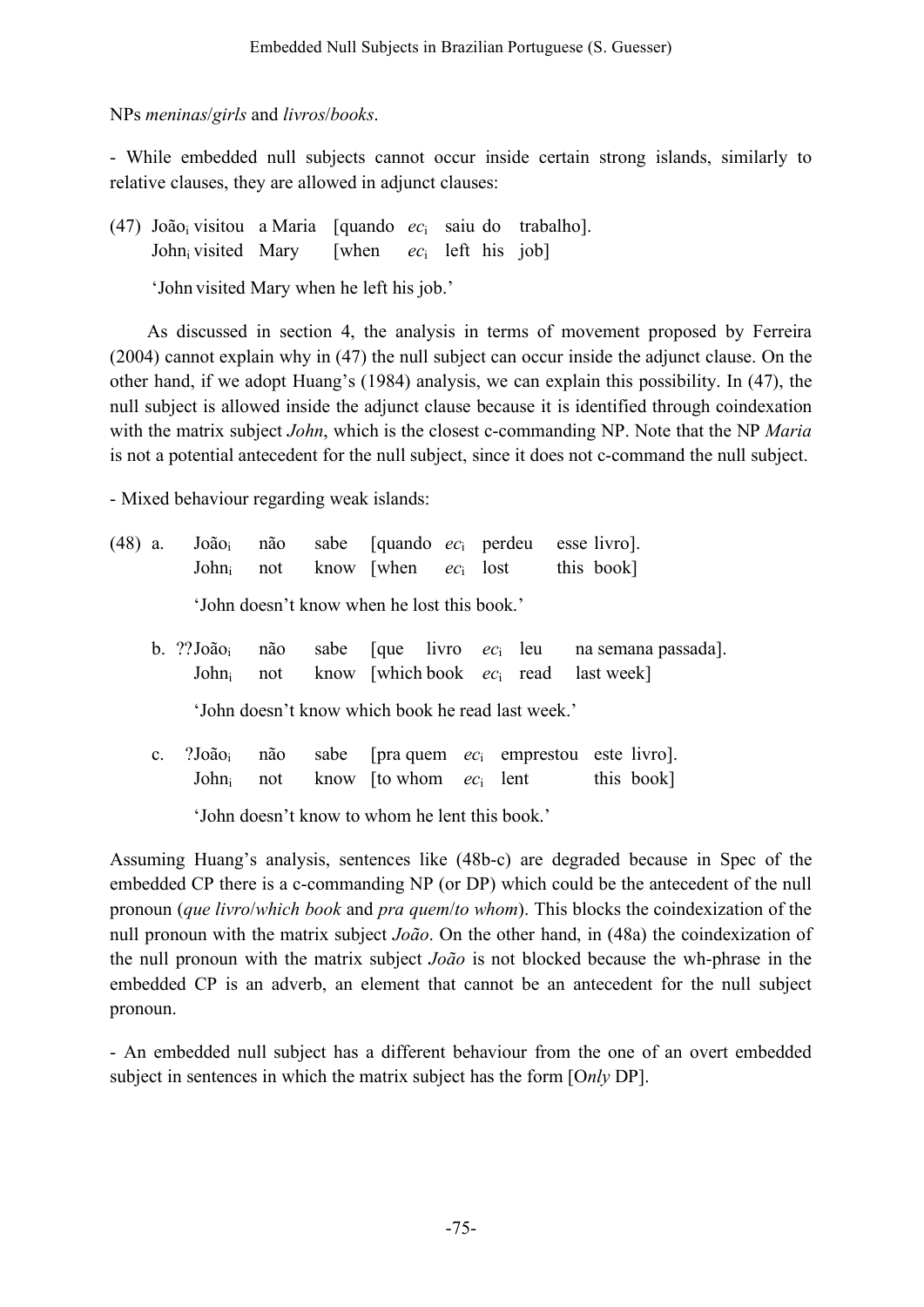NPs *meninas*/*girls* and *livros*/*books*.

- While embedded null subjects cannot occur inside certain strong islands, similarly to relative clauses, they are allowed in adjunct clauses:

(47) João$_i$ visitou a Maria [quando *ec*$_i$ saiu do trabalho].
John$_i$ visited Mary [when *ec*$_i$ left his job]

'John visited Mary when he left his job.'

As discussed in section 4, the analysis in terms of movement proposed by Ferreira (2004) cannot explain why in (47) the null subject can occur inside the adjunct clause. On the other hand, if we adopt Huang's (1984) analysis, we can explain this possibility. In (47), the null subject is allowed inside the adjunct clause because it is identified through coindexation with the matrix subject *John*, which is the closest c-commanding NP. Note that the NP *Maria* is not a potential antecedent for the null subject, since it does not c-command the null subject.

- Mixed behaviour regarding weak islands:

(48) a. João$_i$ não sabe [quando *ec*$_i$ perdeu esse livro].
John$_i$ not know [when *ec*$_i$ lost this book]

'John doesn't know when he lost this book.'

b. ??João$_i$ não sabe [que livro *ec*$_i$ leu na semana passada].
John$_i$ not know [which book *ec*$_i$ read last week]

'John doesn't know which book he read last week.'

c. ?João$_i$ não sabe [pra quem *ec*$_i$ emprestou este livro].
John$_i$ not know [to whom *ec*$_i$ lent this book]

'John doesn't know to whom he lent this book.'

Assuming Huang's analysis, sentences like (48b-c) are degraded because in Spec of the embedded CP there is a c-commanding NP (or DP) which could be the antecedent of the null pronoun (*que livro*/*which book* and *pra quem*/*to whom*). This blocks the coindexization of the null pronoun with the matrix subject *João*. On the other hand, in (48a) the coindexization of the null pronoun with the matrix subject *João* is not blocked because the wh-phrase in the embedded CP is an adverb, an element that cannot be an antecedent for the null subject pronoun.

- An embedded null subject has a different behaviour from the one of an overt embedded subject in sentences in which the matrix subject has the form [O*nly* DP].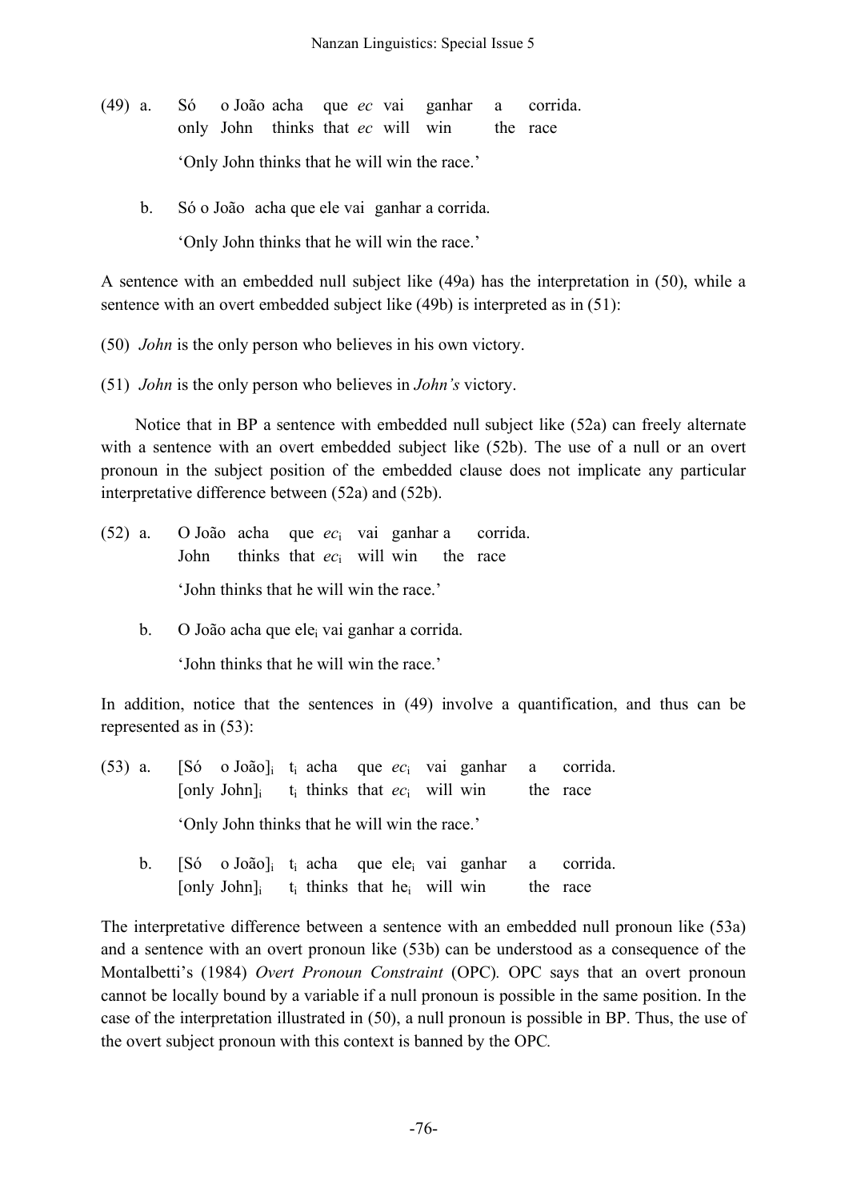(49) a. Só o João acha que *ec* vai ganhar a corrida.
only John thinks that *ec* will win the race
'Only John thinks that he will win the race.'

b. Só o João acha que ele vai ganhar a corrida.
'Only John thinks that he will win the race.'

A sentence with an embedded null subject like (49a) has the interpretation in (50), while a sentence with an overt embedded subject like (49b) is interpreted as in (51):

(50) *John* is the only person who believes in his own victory.

(51) *John* is the only person who believes in *John's* victory.

Notice that in BP a sentence with embedded null subject like (52a) can freely alternate with a sentence with an overt embedded subject like (52b). The use of a null or an overt pronoun in the subject position of the embedded clause does not implicate any particular interpretative difference between (52a) and (52b).

(52) a. O João acha que $ec_i$ vai ganhar a corrida.
John thinks that $ec_i$ will win the race
'John thinks that he will win the race.'

b. O João acha que $ele_i$ vai ganhar a corrida.
'John thinks that he will win the race.'

In addition, notice that the sentences in (49) involve a quantification, and thus can be represented as in (53):

(53) a. [Só o João]$_i$ $t_i$ acha que $ec_i$ vai ganhar a corrida.
[only John]$_i$ $t_i$ thinks that $ec_i$ will win the race
'Only John thinks that he will win the race.'

b. [Só o João]$_i$ $t_i$ acha que $ele_i$ vai ganhar a corrida.
[only John]$_i$ $t_i$ thinks that $he_i$ will win the race

The interpretative difference between a sentence with an embedded null pronoun like (53a) and a sentence with an overt pronoun like (53b) can be understood as a consequence of the Montalbetti's (1984) *Overt Pronoun Constraint* (OPC). OPC says that an overt pronoun cannot be locally bound by a variable if a null pronoun is possible in the same position. In the case of the interpretation illustrated in (50), a null pronoun is possible in BP. Thus, the use of the overt subject pronoun with this context is banned by the OPC.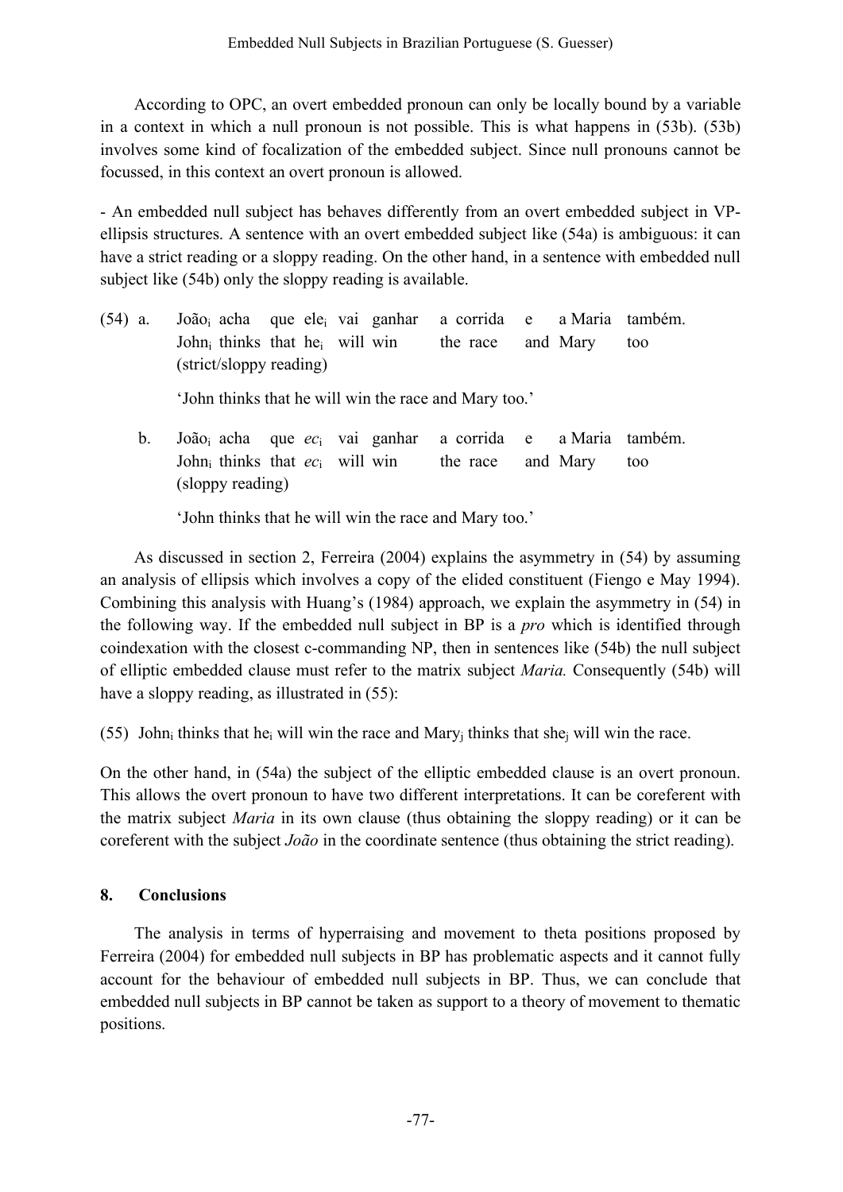According to OPC, an overt embedded pronoun can only be locally bound by a variable in a context in which a null pronoun is not possible. This is what happens in (53b). (53b) involves some kind of focalization of the embedded subject. Since null pronouns cannot be focussed, in this context an overt pronoun is allowed.

- An embedded null subject has behaves differently from an overt embedded subject in VP-ellipsis structures. A sentence with an overt embedded subject like (54a) is ambiguous: it can have a strict reading or a sloppy reading. On the other hand, in a sentence with embedded null subject like (54b) only the sloppy reading is available.

(54) a. João$_i$ acha que ele$_i$ vai ganhar a corrida e a Maria também.
John$_i$ thinks that he$_i$ will win the race and Mary too
(strict/sloppy reading)

'John thinks that he will win the race and Mary too.'

b. João$_i$ acha que *ec*$_i$ vai ganhar a corrida e a Maria também.
John$_i$ thinks that *ec*$_i$ will win the race and Mary too
(sloppy reading)

'John thinks that he will win the race and Mary too.'

As discussed in section 2, Ferreira (2004) explains the asymmetry in (54) by assuming an analysis of ellipsis which involves a copy of the elided constituent (Fiengo e May 1994). Combining this analysis with Huang's (1984) approach, we explain the asymmetry in (54) in the following way. If the embedded null subject in BP is a *pro* which is identified through coindexation with the closest c-commanding NP, then in sentences like (54b) the null subject of elliptic embedded clause must refer to the matrix subject *Maria.* Consequently (54b) will have a sloppy reading, as illustrated in (55):

(55) John$_i$ thinks that he$_i$ will win the race and Mary$_j$ thinks that she$_j$ will win the race.

On the other hand, in (54a) the subject of the elliptic embedded clause is an overt pronoun. This allows the overt pronoun to have two different interpretations. It can be coreferent with the matrix subject *Maria* in its own clause (thus obtaining the sloppy reading) or it can be coreferent with the subject *João* in the coordinate sentence (thus obtaining the strict reading).

## 8. Conclusions

The analysis in terms of hyperraising and movement to theta positions proposed by Ferreira (2004) for embedded null subjects in BP has problematic aspects and it cannot fully account for the behaviour of embedded null subjects in BP. Thus, we can conclude that embedded null subjects in BP cannot be taken as support to a theory of movement to thematic positions.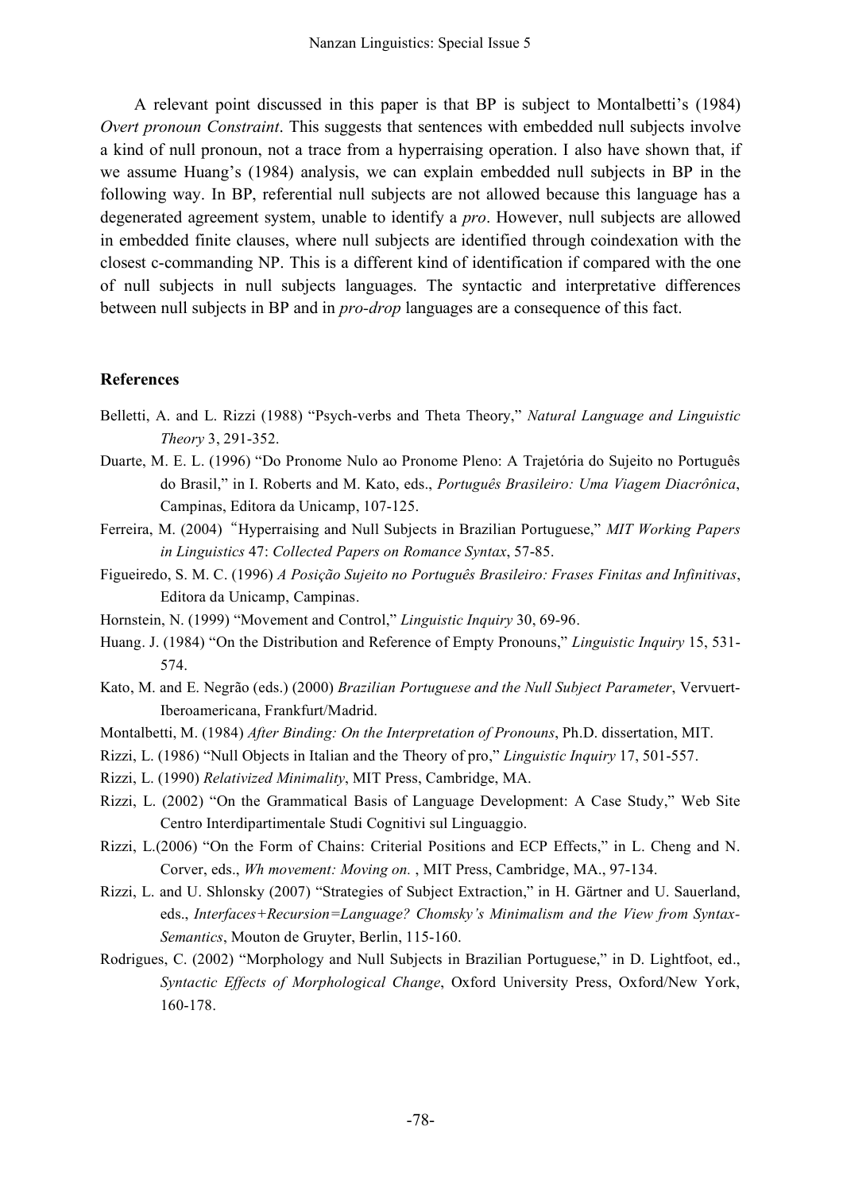A relevant point discussed in this paper is that BP is subject to Montalbetti's (1984) *Overt pronoun Constraint*. This suggests that sentences with embedded null subjects involve a kind of null pronoun, not a trace from a hyperraising operation. I also have shown that, if we assume Huang's (1984) analysis, we can explain embedded null subjects in BP in the following way. In BP, referential null subjects are not allowed because this language has a degenerated agreement system, unable to identify a *pro*. However, null subjects are allowed in embedded finite clauses, where null subjects are identified through coindexation with the closest c-commanding NP. This is a different kind of identification if compared with the one of null subjects in null subjects languages. The syntactic and interpretative differences between null subjects in BP and in *pro-drop* languages are a consequence of this fact.

## References

Belletti, A. and L. Rizzi (1988) "Psych-verbs and Theta Theory," *Natural Language and Linguistic Theory* 3, 291-352.

Duarte, M. E. L. (1996) "Do Pronome Nulo ao Pronome Pleno: A Trajetória do Sujeito no Português do Brasil," in I. Roberts and M. Kato, eds., *Português Brasileiro: Uma Viagem Diacrônica*, Campinas, Editora da Unicamp, 107-125.

Ferreira, M. (2004) "Hyperraising and Null Subjects in Brazilian Portuguese," *MIT Working Papers in Linguistics* 47: *Collected Papers on Romance Syntax*, 57-85.

Figueiredo, S. M. C. (1996) *A Posição Sujeito no Português Brasileiro: Frases Finitas and Infinitivas*, Editora da Unicamp, Campinas.

Hornstein, N. (1999) "Movement and Control," *Linguistic Inquiry* 30, 69-96.

Huang. J. (1984) "On the Distribution and Reference of Empty Pronouns," *Linguistic Inquiry* 15, 531-574.

Kato, M. and E. Negrão (eds.) (2000) *Brazilian Portuguese and the Null Subject Parameter*, Vervuert-Iberoamericana, Frankfurt/Madrid.

Montalbetti, M. (1984) *After Binding: On the Interpretation of Pronouns*, Ph.D. dissertation, MIT.

Rizzi, L. (1986) "Null Objects in Italian and the Theory of pro," *Linguistic Inquiry* 17, 501-557.

Rizzi, L. (1990) *Relativized Minimality*, MIT Press, Cambridge, MA.

Rizzi, L. (2002) "On the Grammatical Basis of Language Development: A Case Study," Web Site Centro Interdipartimentale Studi Cognitivi sul Linguaggio.

Rizzi, L.(2006) "On the Form of Chains: Criterial Positions and ECP Effects," in L. Cheng and N. Corver, eds., *Wh movement: Moving on.* , MIT Press, Cambridge, MA., 97-134.

Rizzi, L. and U. Shlonsky (2007) "Strategies of Subject Extraction," in H. Gärtner and U. Sauerland, eds., *Interfaces+Recursion=Language? Chomsky's Minimalism and the View from Syntax-Semantics*, Mouton de Gruyter, Berlin, 115-160.

Rodrigues, C. (2002) "Morphology and Null Subjects in Brazilian Portuguese," in D. Lightfoot, ed., *Syntactic Effects of Morphological Change*, Oxford University Press, Oxford/New York, 160-178.